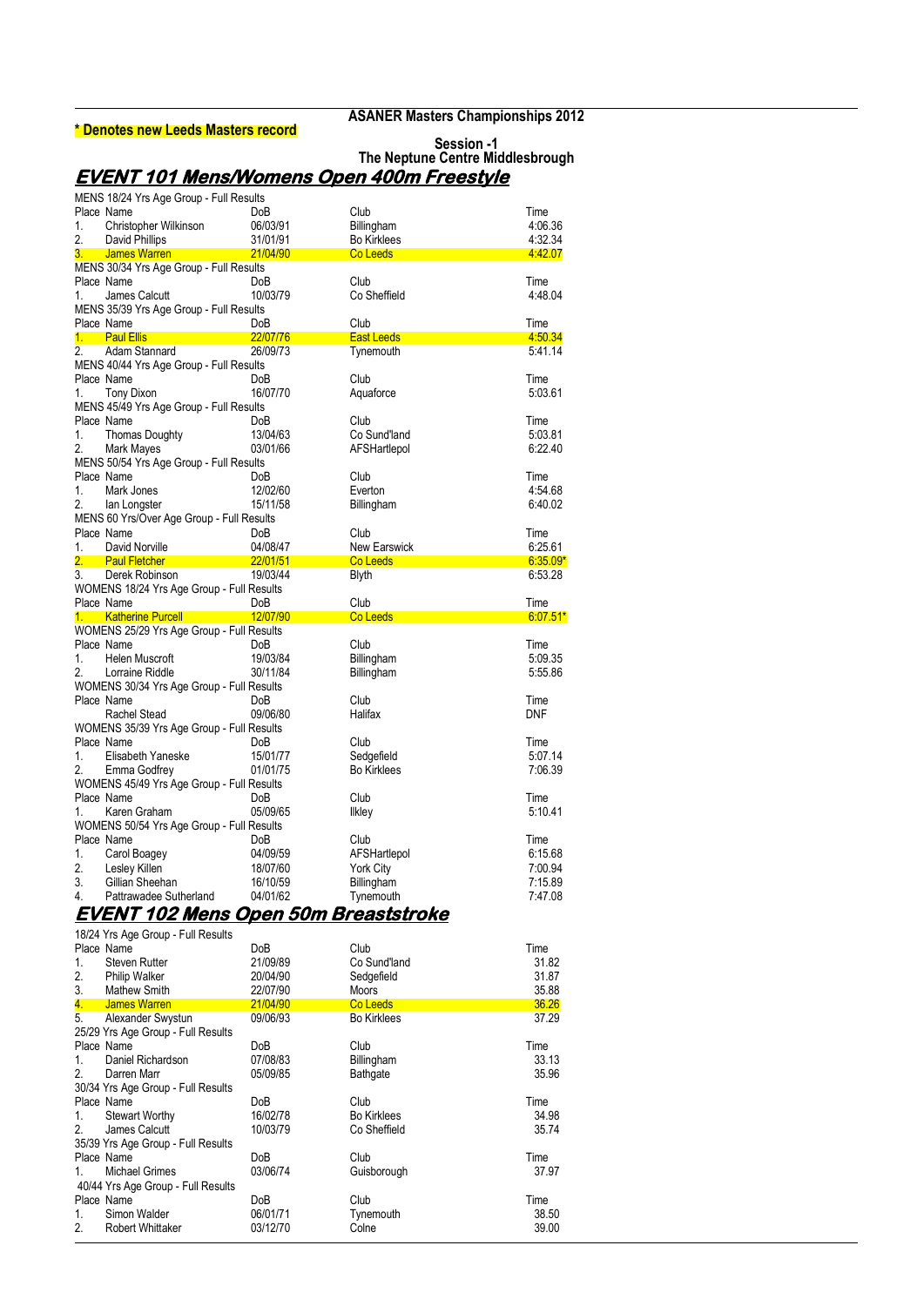**\* Denotes new Leeds Masters record**

**ASANER Masters Championships 2012**

**Session -1**
**The Neptune Centre Middlesbrough**

## EVENT 101 Mens/Womens Open 400m Freestyle

MENS 18/24 Yrs Age Group - Full Results

| Place | Name | DoB | Club | Time |
|---|---|---|---|---|
| 1. | Christopher Wilkinson | 06/03/91 | Billingham | 4:06.36 |
| 2. | David Phillips | 31/01/91 | Bo Kirklees | 4:32.34 |
| 3. | James Warren | 21/04/90 | Co Leeds | 4:42.07 |

MENS 30/34 Yrs Age Group - Full Results

| Place | Name | DoB | Club | Time |
|---|---|---|---|---|
| 1. | James Calcutt | 10/03/79 | Co Sheffield | 4:48.04 |

MENS 35/39 Yrs Age Group - Full Results

| Place | Name | DoB | Club | Time |
|---|---|---|---|---|
| 1. | Paul Ellis | 22/07/76 | East Leeds | 4:50.34 |
| 2. | Adam Stannard | 26/09/73 | Tynemouth | 5:41.14 |

MENS 40/44 Yrs Age Group - Full Results

| Place | Name | DoB | Club | Time |
|---|---|---|---|---|
| 1. | Tony Dixon | 16/07/70 | Aquaforce | 5:03.61 |

MENS 45/49 Yrs Age Group - Full Results

| Place | Name | DoB | Club | Time |
|---|---|---|---|---|
| 1. | Thomas Doughty | 13/04/63 | Co Sund'land | 5:03.81 |
| 2. | Mark Mayes | 03/01/66 | AFSHartlepol | 6:22.40 |

MENS 50/54 Yrs Age Group - Full Results

| Place | Name | DoB | Club | Time |
|---|---|---|---|---|
| 1. | Mark Jones | 12/02/60 | Everton | 4:54.68 |
| 2. | Ian Longster | 15/11/58 | Billingham | 6:40.02 |

MENS 60 Yrs/Over Age Group - Full Results

| Place | Name | DoB | Club | Time |
|---|---|---|---|---|
| 1. | David Norville | 04/08/47 | New Earswick | 6:25.61 |
| 2. | Paul Fletcher | 22/01/51 | Co Leeds | 6:35.09* |
| 3. | Derek Robinson | 19/03/44 | Blyth | 6:53.28 |

WOMENS 18/24 Yrs Age Group - Full Results

| Place | Name | DoB | Club | Time |
|---|---|---|---|---|
| 1. | Katherine Purcell | 12/07/90 | Co Leeds | 6:07.51* |

WOMENS 25/29 Yrs Age Group - Full Results

| Place | Name | DoB | Club | Time |
|---|---|---|---|---|
| 1. | Helen Muscroft | 19/03/84 | Billingham | 5:09.35 |
| 2. | Lorraine Riddle | 30/11/84 | Billingham | 5:55.86 |

WOMENS 30/34 Yrs Age Group - Full Results

| Place | Name | DoB | Club | Time |
|---|---|---|---|---|
| | Rachel Stead | 09/06/80 | Halifax | DNF |

WOMENS 35/39 Yrs Age Group - Full Results

| Place | Name | DoB | Club | Time |
|---|---|---|---|---|
| 1. | Elisabeth Yaneske | 15/01/77 | Sedgefield | 5:07.14 |
| 2. | Emma Godfrey | 01/01/75 | Bo Kirklees | 7:06.39 |

WOMENS 45/49 Yrs Age Group - Full Results

| Place | Name | DoB | Club | Time |
|---|---|---|---|---|
| 1. | Karen Graham | 05/09/65 | Ilkley | 5:10.41 |

WOMENS 50/54 Yrs Age Group - Full Results

| Place | Name | DoB | Club | Time |
|---|---|---|---|---|
| 1. | Carol Boagey | 04/09/59 | AFSHartlepol | 6:15.68 |
| 2. | Lesley Killen | 18/07/60 | York City | 7:00.94 |
| 3. | Gillian Sheehan | 16/10/59 | Billingham | 7:15.89 |
| 4. | Pattrawadee Sutherland | 04/01/62 | Tynemouth | 7:47.08 |

## EVENT 102 Mens Open 50m Breaststroke

18/24 Yrs Age Group - Full Results

| Place | Name | DoB | Club | Time |
|---|---|---|---|---|
| 1. | Steven Rutter | 21/09/89 | Co Sund'land | 31.82 |
| 2. | Philip Walker | 20/04/90 | Sedgefield | 31.87 |
| 3. | Mathew Smith | 22/07/90 | Moors | 35.88 |
| 4. | James Warren | 21/04/90 | Co Leeds | 36.26 |
| 5. | Alexander Swystun | 09/06/93 | Bo Kirklees | 37.29 |

25/29 Yrs Age Group - Full Results

| Place | Name | DoB | Club | Time |
|---|---|---|---|---|
| 1. | Daniel Richardson | 07/08/83 | Billingham | 33.13 |
| 2. | Darren Marr | 05/09/85 | Bathgate | 35.96 |

30/34 Yrs Age Group - Full Results

| Place | Name | DoB | Club | Time |
|---|---|---|---|---|
| 1. | Stewart Worthy | 16/02/78 | Bo Kirklees | 34.98 |
| 2. | James Calcutt | 10/03/79 | Co Sheffield | 35.74 |

35/39 Yrs Age Group - Full Results

| Place | Name | DoB | Club | Time |
|---|---|---|---|---|
| 1. | Michael Grimes | 03/06/74 | Guisborough | 37.97 |

40/44 Yrs Age Group - Full Results

| Place | Name | DoB | Club | Time |
|---|---|---|---|---|
| 1. | Simon Walder | 06/01/71 | Tynemouth | 38.50 |
| 2. | Robert Whittaker | 03/12/70 | Colne | 39.00 |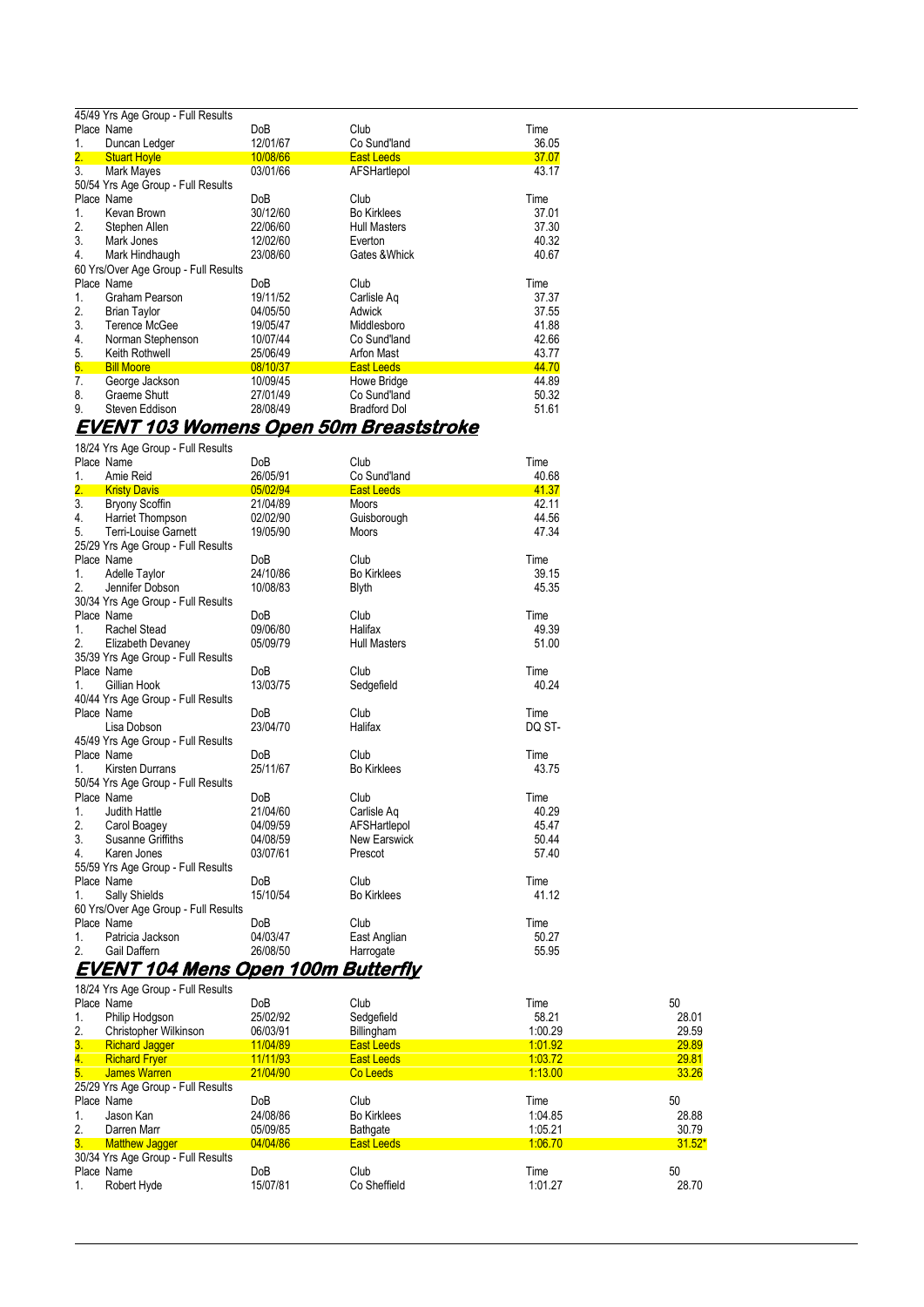45/49 Yrs Age Group - Full Results

| Place | Name | DoB | Club | Time |
|---|---|---|---|---|
| 1. | Duncan Ledger | 12/01/67 | Co Sund'land | 36.05 |
| 2. | Stuart Hoyle | 10/08/66 | East Leeds | 37.07 |
| 3. | Mark Mayes | 03/01/66 | AFSHartlepol | 43.17 |

50/54 Yrs Age Group - Full Results

| Place | Name | DoB | Club | Time |
|---|---|---|---|---|
| 1. | Kevan Brown | 30/12/60 | Bo Kirklees | 37.01 |
| 2. | Stephen Allen | 22/06/60 | Hull Masters | 37.30 |
| 3. | Mark Jones | 12/02/60 | Everton | 40.32 |
| 4. | Mark Hindhaugh | 23/08/60 | Gates &Whick | 40.67 |

60 Yrs/Over Age Group - Full Results

| Place | Name | DoB | Club | Time |
|---|---|---|---|---|
| 1. | Graham Pearson | 19/11/52 | Carlisle Aq | 37.37 |
| 2. | Brian Taylor | 04/05/50 | Adwick | 37.55 |
| 3. | Terence McGee | 19/05/47 | Middlesboro | 41.88 |
| 4. | Norman Stephenson | 10/07/44 | Co Sund'land | 42.66 |
| 5. | Keith Rothwell | 25/06/49 | Arfon Mast | 43.77 |
| 6. | Bill Moore | 08/10/37 | East Leeds | 44.70 |
| 7. | George Jackson | 10/09/45 | Howe Bridge | 44.89 |
| 8. | Graeme Shutt | 27/01/49 | Co Sund'land | 50.32 |
| 9. | Steven Eddison | 28/08/49 | Bradford Dol | 51.61 |

## EVENT 103 Womens Open 50m Breaststroke

18/24 Yrs Age Group - Full Results

| Place | Name | DoB | Club | Time |
|---|---|---|---|---|
| 1. | Amie Reid | 26/05/91 | Co Sund'land | 40.68 |
| 2. | Kristy Davis | 05/02/94 | East Leeds | 41.37 |
| 3. | Bryony Scoffin | 21/04/89 | Moors | 42.11 |
| 4. | Harriet Thompson | 02/02/90 | Guisborough | 44.56 |
| 5. | Terri-Louise Garnett | 19/05/90 | Moors | 47.34 |

25/29 Yrs Age Group - Full Results

| Place | Name | DoB | Club | Time |
|---|---|---|---|---|
| 1. | Adelle Taylor | 24/10/86 | Bo Kirklees | 39.15 |
| 2. | Jennifer Dobson | 10/08/83 | Blyth | 45.35 |

30/34 Yrs Age Group - Full Results

| Place | Name | DoB | Club | Time |
|---|---|---|---|---|
| 1. | Rachel Stead | 09/06/80 | Halifax | 49.39 |
| 2. | Elizabeth Devaney | 05/09/79 | Hull Masters | 51.00 |

35/39 Yrs Age Group - Full Results

| Place | Name | DoB | Club | Time |
|---|---|---|---|---|
| 1. | Gillian Hook | 13/03/75 | Sedgefield | 40.24 |

40/44 Yrs Age Group - Full Results

| Place | Name | DoB | Club | Time |
|---|---|---|---|---|
| | Lisa Dobson | 23/04/70 | Halifax | DQ ST- |

45/49 Yrs Age Group - Full Results

| Place | Name | DoB | Club | Time |
|---|---|---|---|---|
| 1. | Kirsten Durrans | 25/11/67 | Bo Kirklees | 43.75 |

50/54 Yrs Age Group - Full Results

| Place | Name | DoB | Club | Time |
|---|---|---|---|---|
| 1. | Judith Hattle | 21/04/60 | Carlisle Aq | 40.29 |
| 2. | Carol Boagey | 04/09/59 | AFSHartlepol | 45.47 |
| 3. | Susanne Griffiths | 04/08/59 | New Earswick | 50.44 |
| 4. | Karen Jones | 03/07/61 | Prescot | 57.40 |

55/59 Yrs Age Group - Full Results

| Place | Name | DoB | Club | Time |
|---|---|---|---|---|
| 1. | Sally Shields | 15/10/54 | Bo Kirklees | 41.12 |

60 Yrs/Over Age Group - Full Results

| Place | Name | DoB | Club | Time |
|---|---|---|---|---|
| 1. | Patricia Jackson | 04/03/47 | East Anglian | 50.27 |
| 2. | Gail Daffern | 26/08/50 | Harrogate | 55.95 |

## EVENT 104 Mens Open 100m Butterfly

18/24 Yrs Age Group - Full Results

| Place | Name | DoB | Club | Time | 50 |
|---|---|---|---|---|---|
| 1. | Philip Hodgson | 25/02/92 | Sedgefield | 58.21 | 28.01 |
| 2. | Christopher Wilkinson | 06/03/91 | Billingham | 1:00.29 | 29.59 |
| 3. | Richard Jagger | 11/04/89 | East Leeds | 1:01.92 | 29.89 |
| 4. | Richard Fryer | 11/11/93 | East Leeds | 1:03.72 | 29.81 |
| 5. | James Warren | 21/04/90 | Co Leeds | 1:13.00 | 33.26 |

25/29 Yrs Age Group - Full Results

| Place | Name | DoB | Club | Time | 50 |
|---|---|---|---|---|---|
| 1. | Jason Kan | 24/08/86 | Bo Kirklees | 1:04.85 | 28.88 |
| 2. | Darren Marr | 05/09/85 | Bathgate | 1:05.21 | 30.79 |
| 3. | Matthew Jagger | 04/04/86 | East Leeds | 1:06.70 | 31.52* |

30/34 Yrs Age Group - Full Results

| Place | Name | DoB | Club | Time | 50 |
|---|---|---|---|---|---|
| 1. | Robert Hyde | 15/07/81 | Co Sheffield | 1:01.27 | 28.70 |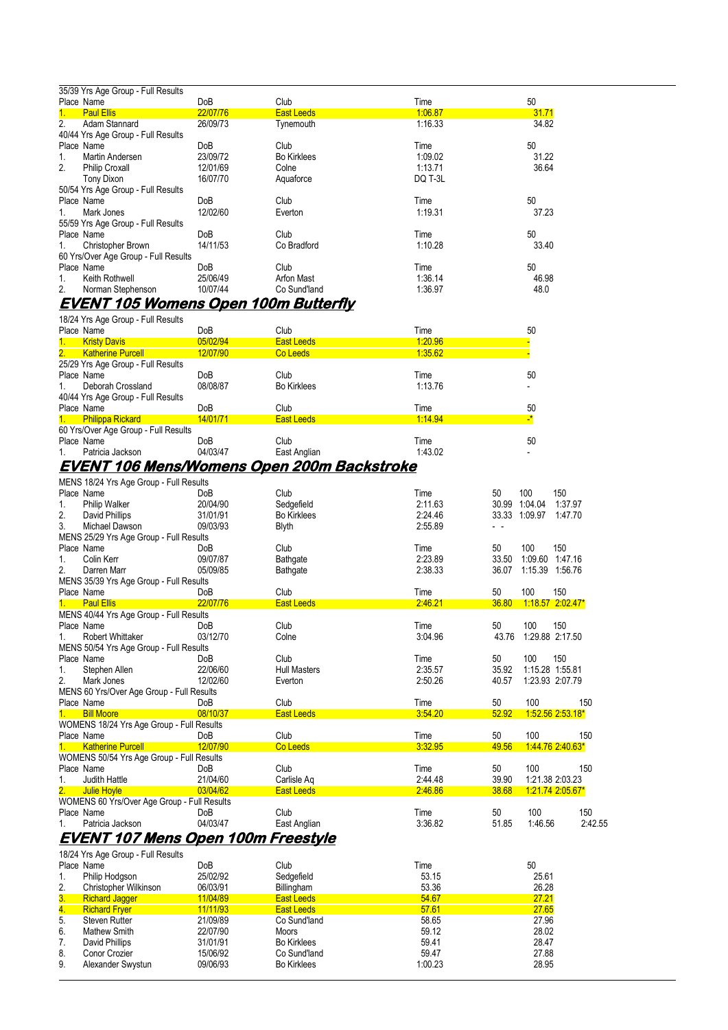35/39 Yrs Age Group - Full Results

| Place | Name | DoB | Club | Time | 50 |
|---|---|---|---|---|---|
| 1. | Paul Ellis | 22/07/76 | East Leeds | 1:06.87 | 31.71 |
| 2. | Adam Stannard | 26/09/73 | Tynemouth | 1:16.33 | 34.82 |

40/44 Yrs Age Group - Full Results

| Place | Name | DoB | Club | Time | 50 |
|---|---|---|---|---|---|
| 1. | Martin Andersen | 23/09/72 | Bo Kirklees | 1:09.02 | 31.22 |
| 2. | Philip Croxall | 12/01/69 | Colne | 1:13.71 | 36.64 |
| | Tony Dixon | 16/07/70 | Aquaforce | DQ T-3L | |

50/54 Yrs Age Group - Full Results

| Place | Name | DoB | Club | Time | 50 |
|---|---|---|---|---|---|
| 1. | Mark Jones | 12/02/60 | Everton | 1:19.31 | 37.23 |

55/59 Yrs Age Group - Full Results

| Place | Name | DoB | Club | Time | 50 |
|---|---|---|---|---|---|
| 1. | Christopher Brown | 14/11/53 | Co Bradford | 1:10.28 | 33.40 |

60 Yrs/Over Age Group - Full Results

| Place | Name | DoB | Club | Time | 50 |
|---|---|---|---|---|---|
| 1. | Keith Rothwell | 25/06/49 | Arfon Mast | 1:36.14 | 46.98 |
| 2. | Norman Stephenson | 10/07/44 | Co Sund'land | 1:36.97 | 48.0 |

## EVENT 105 Womens Open 100m Butterfly

18/24 Yrs Age Group - Full Results

| Place | Name | DoB | Club | Time | 50 |
|---|---|---|---|---|---|
| 1. | Kristy Davis | 05/02/94 | East Leeds | 1:20.96 | - |
| 2. | Katherine Purcell | 12/07/90 | Co Leeds | 1:35.62 | - |

25/29 Yrs Age Group - Full Results

| Place | Name | DoB | Club | Time | 50 |
|---|---|---|---|---|---|
| 1. | Deborah Crossland | 08/08/87 | Bo Kirklees | 1:13.76 | - |

40/44 Yrs Age Group - Full Results

| Place | Name | DoB | Club | Time | 50 |
|---|---|---|---|---|---|
| 1. | Philippa Rickard | 14/01/71 | East Leeds | 1:14.94 | -* |

60 Yrs/Over Age Group - Full Results

| Place | Name | DoB | Club | Time | 50 |
|---|---|---|---|---|---|
| 1. | Patricia Jackson | 04/03/47 | East Anglian | 1:43.02 | - |

## EVENT 106 Mens/Womens Open 200m Backstroke

MENS 18/24 Yrs Age Group - Full Results

| Place | Name | DoB | Club | Time | 50 | 100 | 150 |
|---|---|---|---|---|---|---|---|
| 1. | Philip Walker | 20/04/90 | Sedgefield | 2:11.63 | 30.99 | 1:04.04 | 1:37.97 |
| 2. | David Phillips | 31/01/91 | Bo Kirklees | 2:24.46 | 33.33 | 1:09.97 | 1:47.70 |
| 3. | Michael Dawson | 09/03/93 | Blyth | 2:55.89 | - | - | |

MENS 25/29 Yrs Age Group - Full Results

| Place | Name | DoB | Club | Time | 50 | 100 | 150 |
|---|---|---|---|---|---|---|---|
| 1. | Colin Kerr | 09/07/87 | Bathgate | 2:23.89 | 33.50 | 1:09.60 | 1:47.16 |
| 2. | Darren Marr | 05/09/85 | Bathgate | 2:38.33 | 36.07 | 1:15.39 | 1:56.76 |

MENS 35/39 Yrs Age Group - Full Results

| Place | Name | DoB | Club | Time | 50 | 100 | 150 |
|---|---|---|---|---|---|---|---|
| 1. | Paul Ellis | 22/07/76 | East Leeds | 2:46.21 | 36.80 | 1:18.57 | 2:02.47* |

MENS 40/44 Yrs Age Group - Full Results

| Place | Name | DoB | Club | Time | 50 | 100 | 150 |
|---|---|---|---|---|---|---|---|
| 1. | Robert Whittaker | 03/12/70 | Colne | 3:04.96 | 43.76 | 1:29.88 | 2:17.50 |

MENS 50/54 Yrs Age Group - Full Results

| Place | Name | DoB | Club | Time | 50 | 100 | 150 |
|---|---|---|---|---|---|---|---|
| 1. | Stephen Allen | 22/06/60 | Hull Masters | 2:35.57 | 35.92 | 1:15.28 | 1:55.81 |
| 2. | Mark Jones | 12/02/60 | Everton | 2:50.26 | 40.57 | 1:23.93 | 2:07.79 |

MENS 60 Yrs/Over Age Group - Full Results

| Place | Name | DoB | Club | Time | 50 | 100 | 150 |
|---|---|---|---|---|---|---|---|
| 1. | Bill Moore | 08/10/37 | East Leeds | 3:54.20 | 52.92 | 1:52.56 | 2:53.18* |

WOMENS 18/24 Yrs Age Group - Full Results

| Place | Name | DoB | Club | Time | 50 | 100 | 150 |
|---|---|---|---|---|---|---|---|
| 1. | Katherine Purcell | 12/07/90 | Co Leeds | 3:32.95 | 49.56 | 1:44.76 | 2:40.63* |

WOMENS 50/54 Yrs Age Group - Full Results

| Place | Name | DoB | Club | Time | 50 | 100 | 150 |
|---|---|---|---|---|---|---|---|
| 1. | Judith Hattle | 21/04/60 | Carlisle Aq | 2:44.48 | 39.90 | 1:21.38 | 2:03.23 |
| 2. | Julie Hoyle | 03/04/62 | East Leeds | 2:46.86 | 38.68 | 1:21.74 | 2:05.67* |

WOMENS 60 Yrs/Over Age Group - Full Results

| Place | Name | DoB | Club | Time | 50 | 100 | 150 |
|---|---|---|---|---|---|---|---|
| 1. | Patricia Jackson | 04/03/47 | East Anglian | 3:36.82 | 51.85 | 1:46.56 | 2:42.55 |

## EVENT 107 Mens Open 100m Freestyle

18/24 Yrs Age Group - Full Results

| Place | Name | DoB | Club | Time | 50 |
|---|---|---|---|---|---|
| 1. | Philip Hodgson | 25/02/92 | Sedgefield | 53.15 | 25.61 |
| 2. | Christopher Wilkinson | 06/03/91 | Billingham | 53.36 | 26.28 |
| 3. | Richard Jagger | 11/04/89 | East Leeds | 54.67 | 27.21 |
| 4. | Richard Fryer | 11/11/93 | East Leeds | 57.61 | 27.65 |
| 5. | Steven Rutter | 21/09/89 | Co Sund'land | 58.65 | 27.96 |
| 6. | Mathew Smith | 22/07/90 | Moors | 59.12 | 28.02 |
| 7. | David Phillips | 31/01/91 | Bo Kirklees | 59.41 | 28.47 |
| 8. | Conor Crozier | 15/06/92 | Co Sund'land | 59.47 | 27.88 |
| 9. | Alexander Swystun | 09/06/93 | Bo Kirklees | 1:00.23 | 28.95 |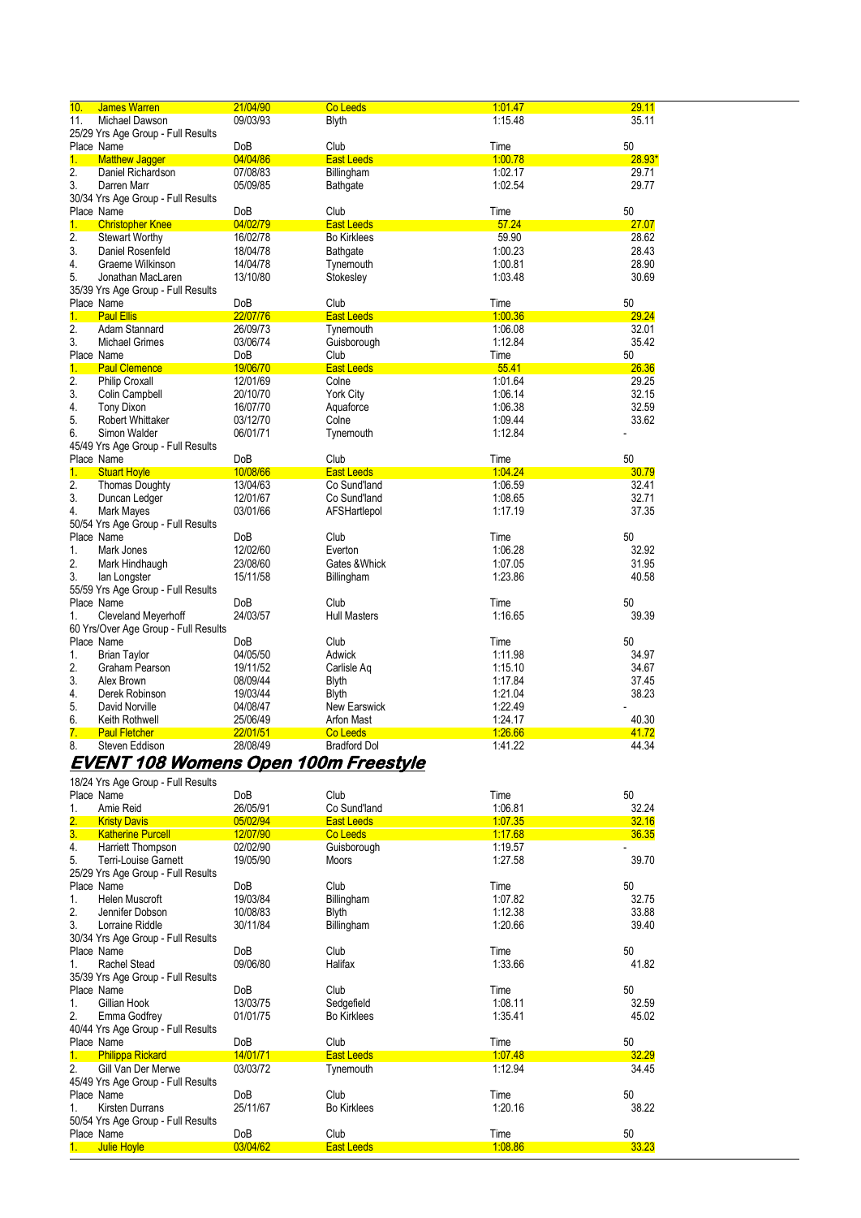| Place | Name | DoB | Club | Time | 50 |
|---|---|---|---|---|---|
| 10. | James Warren | 21/04/90 | Co Leeds | 1:01.47 | 29.11 |
| 11. | Michael Dawson | 09/03/93 | Blyth | 1:15.48 | 35.11 |

25/29 Yrs Age Group - Full Results

| Place | Name | DoB | Club | Time | 50 |
|---|---|---|---|---|---|
| 1. | Matthew Jagger | 04/04/86 | East Leeds | 1:00.78 | 28.93* |
| 2. | Daniel Richardson | 07/08/83 | Billingham | 1:02.17 | 29.71 |
| 3. | Darren Marr | 05/09/85 | Bathgate | 1:02.54 | 29.77 |

30/34 Yrs Age Group - Full Results

| Place | Name | DoB | Club | Time | 50 |
|---|---|---|---|---|---|
| 1. | Christopher Knee | 04/02/79 | East Leeds | 57.24 | 27.07 |
| 2. | Stewart Worthy | 16/02/78 | Bo Kirklees | 59.90 | 28.62 |
| 3. | Daniel Rosenfeld | 18/04/78 | Bathgate | 1:00.23 | 28.43 |
| 4. | Graeme Wilkinson | 14/04/78 | Tynemouth | 1:00.81 | 28.90 |
| 5. | Jonathan MacLaren | 13/10/80 | Stokesley | 1:03.48 | 30.69 |

35/39 Yrs Age Group - Full Results

| Place | Name | DoB | Club | Time | 50 |
|---|---|---|---|---|---|
| 1. | Paul Ellis | 22/07/76 | East Leeds | 1:00.36 | 29.24 |
| 2. | Adam Stannard | 26/09/73 | Tynemouth | 1:06.08 | 32.01 |
| 3. | Michael Grimes | 03/06/74 | Guisborough | 1:12.84 | 35.42 |

| Place | Name | DoB | Club | Time | 50 |
|---|---|---|---|---|---|
| 1. | Paul Clemence | 19/06/70 | East Leeds | 55.41 | 26.36 |
| 2. | Philip Croxall | 12/01/69 | Colne | 1:01.64 | 29.25 |
| 3. | Colin Campbell | 20/10/70 | York City | 1:06.14 | 32.15 |
| 4. | Tony Dixon | 16/07/70 | Aquaforce | 1:06.38 | 32.59 |
| 5. | Robert Whittaker | 03/12/70 | Colne | 1:09.44 | 33.62 |
| 6. | Simon Walder | 06/01/71 | Tynemouth | 1:12.84 | - |

45/49 Yrs Age Group - Full Results

| Place | Name | DoB | Club | Time | 50 |
|---|---|---|---|---|---|
| 1. | Stuart Hoyle | 10/08/66 | East Leeds | 1:04.24 | 30.79 |
| 2. | Thomas Doughty | 13/04/63 | Co Sund'land | 1:06.59 | 32.41 |
| 3. | Duncan Ledger | 12/01/67 | Co Sund'land | 1:08.65 | 32.71 |
| 4. | Mark Mayes | 03/01/66 | AFSHartlepol | 1:17.19 | 37.35 |

50/54 Yrs Age Group - Full Results

| Place | Name | DoB | Club | Time | 50 |
|---|---|---|---|---|---|
| 1. | Mark Jones | 12/02/60 | Everton | 1:06.28 | 32.92 |
| 2. | Mark Hindhaugh | 23/08/60 | Gates &Whick | 1:07.05 | 31.95 |
| 3. | Ian Longster | 15/11/58 | Billingham | 1:23.86 | 40.58 |

55/59 Yrs Age Group - Full Results

| Place | Name | DoB | Club | Time | 50 |
|---|---|---|---|---|---|
| 1. | Cleveland Meyerhoff | 24/03/57 | Hull Masters | 1:16.65 | 39.39 |

60 Yrs/Over Age Group - Full Results

| Place | Name | DoB | Club | Time | 50 |
|---|---|---|---|---|---|
| 1. | Brian Taylor | 04/05/50 | Adwick | 1:11.98 | 34.97 |
| 2. | Graham Pearson | 19/11/52 | Carlisle Aq | 1:15.10 | 34.67 |
| 3. | Alex Brown | 08/09/44 | Blyth | 1:17.84 | 37.45 |
| 4. | Derek Robinson | 19/03/44 | Blyth | 1:21.04 | 38.23 |
| 5. | David Norville | 04/08/47 | New Earswick | 1:22.49 | - |
| 6. | Keith Rothwell | 25/06/49 | Arfon Mast | 1:24.17 | 40.30 |
| 7. | Paul Fletcher | 22/01/51 | Co Leeds | 1:26.66 | 41.72 |
| 8. | Steven Eddison | 28/08/49 | Bradford Dol | 1:41.22 | 44.34 |

# EVENT 108 Womens Open 100m Freestyle

18/24 Yrs Age Group - Full Results

| Place | Name | DoB | Club | Time | 50 |
|---|---|---|---|---|---|
| 1. | Amie Reid | 26/05/91 | Co Sund'land | 1:06.81 | 32.24 |
| 2. | Kristy Davis | 05/02/94 | East Leeds | 1:07.35 | 32.16 |
| 3. | Katherine Purcell | 12/07/90 | Co Leeds | 1:17.68 | 36.35 |
| 4. | Harriett Thompson | 02/02/90 | Guisborough | 1:19.57 | - |
| 5. | Terri-Louise Garnett | 19/05/90 | Moors | 1:27.58 | 39.70 |

25/29 Yrs Age Group - Full Results

| Place | Name | DoB | Club | Time | 50 |
|---|---|---|---|---|---|
| 1. | Helen Muscroft | 19/03/84 | Billingham | 1:07.82 | 32.75 |
| 2. | Jennifer Dobson | 10/08/83 | Blyth | 1:12.38 | 33.88 |
| 3. | Lorraine Riddle | 30/11/84 | Billingham | 1:20.66 | 39.40 |

30/34 Yrs Age Group - Full Results

| Place | Name | DoB | Club | Time | 50 |
|---|---|---|---|---|---|
| 1. | Rachel Stead | 09/06/80 | Halifax | 1:33.66 | 41.82 |

35/39 Yrs Age Group - Full Results

| Place | Name | DoB | Club | Time | 50 |
|---|---|---|---|---|---|
| 1. | Gillian Hook | 13/03/75 | Sedgefield | 1:08.11 | 32.59 |
| 2. | Emma Godfrey | 01/01/75 | Bo Kirklees | 1:35.41 | 45.02 |

40/44 Yrs Age Group - Full Results

| Place | Name | DoB | Club | Time | 50 |
|---|---|---|---|---|---|
| 1. | Philippa Rickard | 14/01/71 | East Leeds | 1:07.48 | 32.29 |
| 2. | Gill Van Der Merwe | 03/03/72 | Tynemouth | 1:12.94 | 34.45 |

45/49 Yrs Age Group - Full Results

| Place | Name | DoB | Club | Time | 50 |
|---|---|---|---|---|---|
| 1. | Kirsten Durrans | 25/11/67 | Bo Kirklees | 1:20.16 | 38.22 |

50/54 Yrs Age Group - Full Results

| Place | Name | DoB | Club | Time | 50 |
|---|---|---|---|---|---|
| 1. | Julie Hoyle | 03/04/62 | East Leeds | 1:08.86 | 33.23 |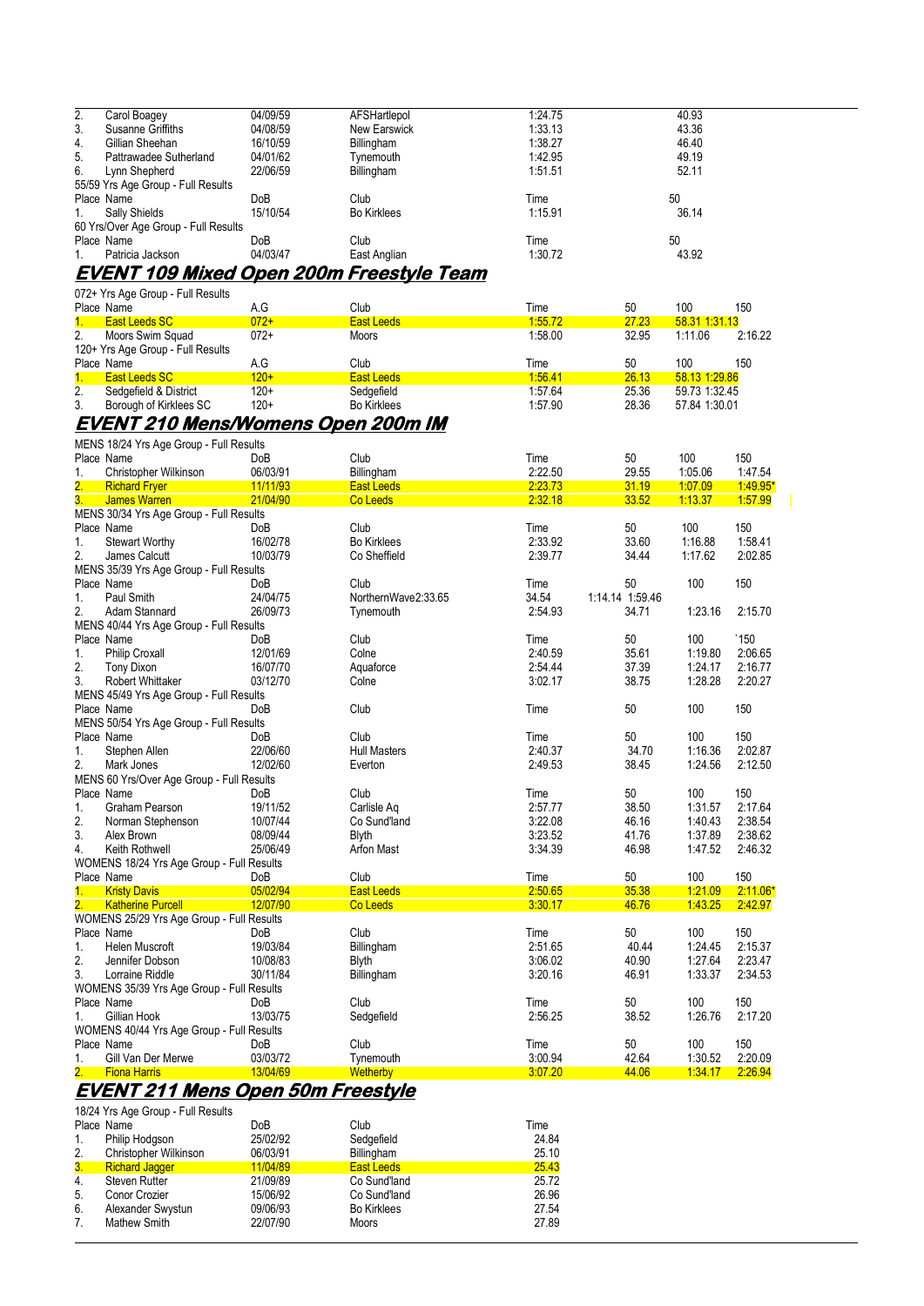| Place | Name | DoB | Club | Time | | 50 |
|---|---|---|---|---|---|---|
| 2. | Carol Boagey | 04/09/59 | AFSHartlepol | 1:24.75 | | 40.93 |
| 3. | Susanne Griffiths | 04/08/59 | New Earswick | 1:33.13 | | 43.36 |
| 4. | Gillian Sheehan | 16/10/59 | Billingham | 1:38.27 | | 46.40 |
| 5. | Pattrawadee Sutherland | 04/01/62 | Tynemouth | 1:42.95 | | 49.19 |
| 6. | Lynn Shepherd | 22/06/59 | Billingham | 1:51.51 | | 52.11 |

55/59 Yrs Age Group - Full Results

| Place | Name | DoB | Club | Time | 50 |
|---|---|---|---|---|---|
| 1. | Sally Shields | 15/10/54 | Bo Kirklees | 1:15.91 | 36.14 |

60 Yrs/Over Age Group - Full Results

| Place | Name | DoB | Club | Time | 50 |
|---|---|---|---|---|---|
| 1. | Patricia Jackson | 04/03/47 | East Anglian | 1:30.72 | 43.92 |

## EVENT 109 Mixed Open 200m Freestyle Team

072+ Yrs Age Group - Full Results

| Place | Name | A.G | Club | Time | 50 | 100 | 150 |
|---|---|---|---|---|---|---|---|
| 1. | East Leeds SC | 072+ | East Leeds | 1:55.72 | 27.23 | 58.31 | 1:31.13 |
| 2. | Moors Swim Squad | 072+ | Moors | 1:58.00 | 32.95 | 1:11.06 | 2:16.22 |

120+ Yrs Age Group - Full Results

| Place | Name | A.G | Club | Time | 50 | 100 | 150 |
|---|---|---|---|---|---|---|---|
| 1. | East Leeds SC | 120+ | East Leeds | 1:56.41 | 26.13 | 58.13 | 1:29.86 |
| 2. | Sedgefield & District | 120+ | Sedgefield | 1:57.64 | 25.36 | 59.73 | 1:32.45 |
| 3. | Borough of Kirklees SC | 120+ | Bo Kirklees | 1:57.90 | 28.36 | 57.84 | 1:30.01 |

## EVENT 210 Mens/Womens Open 200m IM

MENS 18/24 Yrs Age Group - Full Results

| Place | Name | DoB | Club | Time | 50 | 100 | 150 |
|---|---|---|---|---|---|---|---|
| 1. | Christopher Wilkinson | 06/03/91 | Billingham | 2:22.50 | 29.55 | 1:05.06 | 1:47.54 |
| 2. | Richard Fryer | 11/11/93 | East Leeds | 2:23.73 | 31.19 | 1:07.09 | 1:49.95* |
| 3. | James Warren | 21/04/90 | Co Leeds | 2:32.18 | 33.52 | 1:13.37 | 1:57.99 |

MENS 30/34 Yrs Age Group - Full Results

| Place | Name | DoB | Club | Time | 50 | 100 | 150 |
|---|---|---|---|---|---|---|---|
| 1. | Stewart Worthy | 16/02/78 | Bo Kirklees | 2:33.92 | 33.60 | 1:16.88 | 1:58.41 |
| 2. | James Calcutt | 10/03/79 | Co Sheffield | 2:39.77 | 34.44 | 1:17.62 | 2:02.85 |

MENS 35/39 Yrs Age Group - Full Results

| Place | Name | DoB | Club | Time | 50 | 100 | 150 |
|---|---|---|---|---|---|---|---|
| 1. | Paul Smith | 24/04/75 | NorthernWave2:33.65 | 34.54 | 1:14.14 1:59.46 | | |
| 2. | Adam Stannard | 26/09/73 | Tynemouth | 2:54.93 | 34.71 | 1:23.16 | 2:15.70 |

MENS 40/44 Yrs Age Group - Full Results

| Place | Name | DoB | Club | Time | 50 | 100 | `150 |
|---|---|---|---|---|---|---|---|
| 1. | Philip Croxall | 12/01/69 | Colne | 2:40.59 | 35.61 | 1:19.80 | 2:06.65 |
| 2. | Tony Dixon | 16/07/70 | Aquaforce | 2:54.44 | 37.39 | 1:24.17 | 2:16.77 |
| 3. | Robert Whittaker | 03/12/70 | Colne | 3:02.17 | 38.75 | 1:28.28 | 2:20.27 |

MENS 45/49 Yrs Age Group - Full Results

| Place | Name | DoB | Club | Time | 50 | 100 | 150 |
|---|---|---|---|---|---|---|---|

MENS 50/54 Yrs Age Group - Full Results

| Place | Name | DoB | Club | Time | 50 | 100 | 150 |
|---|---|---|---|---|---|---|---|
| 1. | Stephen Allen | 22/06/60 | Hull Masters | 2:40.37 | 34.70 | 1:16.36 | 2:02.87 |
| 2. | Mark Jones | 12/02/60 | Everton | 2:49.53 | 38.45 | 1:24.56 | 2:12.50 |

MENS 60 Yrs/Over Age Group - Full Results

| Place | Name | DoB | Club | Time | 50 | 100 | 150 |
|---|---|---|---|---|---|---|---|
| 1. | Graham Pearson | 19/11/52 | Carlisle Aq | 2:57.77 | 38.50 | 1:31.57 | 2:17.64 |
| 2. | Norman Stephenson | 10/07/44 | Co Sund'land | 3:22.08 | 46.16 | 1:40.43 | 2:38.54 |
| 3. | Alex Brown | 08/09/44 | Blyth | 3:23.52 | 41.76 | 1:37.89 | 2:38.62 |
| 4. | Keith Rothwell | 25/06/49 | Arfon Mast | 3:34.39 | 46.98 | 1:47.52 | 2:46.32 |

WOMENS 18/24 Yrs Age Group - Full Results

| Place | Name | DoB | Club | Time | 50 | 100 | 150 |
|---|---|---|---|---|---|---|---|
| 1. | Kristy Davis | 05/02/94 | East Leeds | 2:50.65 | 35.38 | 1:21.09 | 2:11.06* |
| 2. | Katherine Purcell | 12/07/90 | Co Leeds | 3:30.17 | 46.76 | 1:43.25 | 2:42.97 |

WOMENS 25/29 Yrs Age Group - Full Results

| Place | Name | DoB | Club | Time | 50 | 100 | 150 |
|---|---|---|---|---|---|---|---|
| 1. | Helen Muscroft | 19/03/84 | Billingham | 2:51.65 | 40.44 | 1:24.45 | 2:15.37 |
| 2. | Jennifer Dobson | 10/08/83 | Blyth | 3:06.02 | 40.90 | 1:27.64 | 2:23.47 |
| 3. | Lorraine Riddle | 30/11/84 | Billingham | 3:20.16 | 46.91 | 1:33.37 | 2:34.53 |

WOMENS 35/39 Yrs Age Group - Full Results

| Place | Name | DoB | Club | Time | 50 | 100 | 150 |
|---|---|---|---|---|---|---|---|
| 1. | Gillian Hook | 13/03/75 | Sedgefield | 2:56.25 | 38.52 | 1:26.76 | 2:17.20 |

WOMENS 40/44 Yrs Age Group - Full Results

| Place | Name | DoB | Club | Time | 50 | 100 | 150 |
|---|---|---|---|---|---|---|---|
| 1. | Gill Van Der Merwe | 03/03/72 | Tynemouth | 3:00.94 | 42.64 | 1:30.52 | 2:20.09 |
| 2. | Fiona Harris | 13/04/69 | Wetherby | 3:07.20 | 44.06 | 1:34.17 | 2:26.94 |

## EVENT 211 Mens Open 50m Freestyle

18/24 Yrs Age Group - Full Results

| Place | Name | DoB | Club | Time |
|---|---|---|---|---|
| 1. | Philip Hodgson | 25/02/92 | Sedgefield | 24.84 |
| 2. | Christopher Wilkinson | 06/03/91 | Billingham | 25.10 |
| 3. | Richard Jagger | 11/04/89 | East Leeds | 25.43 |
| 4. | Steven Rutter | 21/09/89 | Co Sund'land | 25.72 |
| 5. | Conor Crozier | 15/06/92 | Co Sund'land | 26.96 |
| 6. | Alexander Swystun | 09/06/93 | Bo Kirklees | 27.54 |
| 7. | Mathew Smith | 22/07/90 | Moors | 27.89 |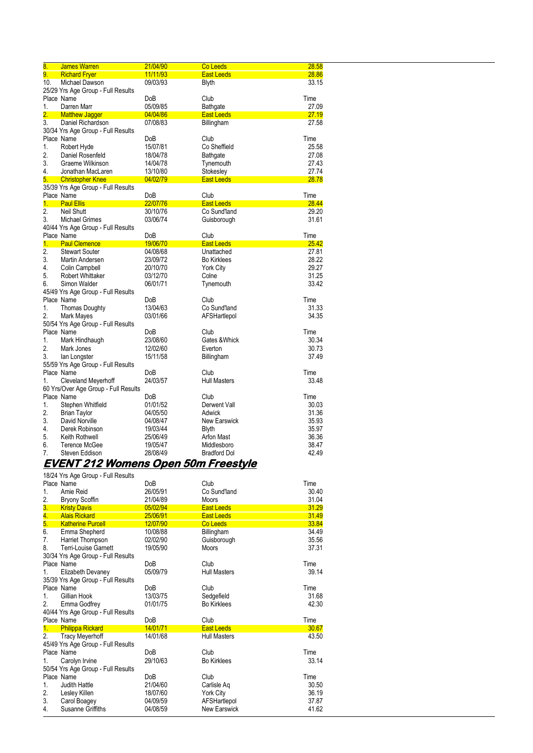| Place | Name | DoB | Club | Time |
|---|---|---|---|---|
| 8. | James Warren | 21/04/90 | Co Leeds | 28.58 |
| 9. | Richard Fryer | 11/11/93 | East Leeds | 28.86 |
| 10. | Michael Dawson | 09/03/93 | Blyth | 33.15 |

25/29 Yrs Age Group - Full Results

| Place | Name | DoB | Club | Time |
|---|---|---|---|---|
| 1. | Darren Marr | 05/09/85 | Bathgate | 27.09 |
| 2. | Matthew Jagger | 04/04/86 | East Leeds | 27.19 |
| 3. | Daniel Richardson | 07/08/83 | Billingham | 27.58 |

30/34 Yrs Age Group - Full Results

| Place | Name | DoB | Club | Time |
|---|---|---|---|---|
| 1. | Robert Hyde | 15/07/81 | Co Sheffield | 25.58 |
| 2. | Daniel Rosenfeld | 18/04/78 | Bathgate | 27.08 |
| 3. | Graeme Wilkinson | 14/04/78 | Tynemouth | 27.43 |
| 4. | Jonathan MacLaren | 13/10/80 | Stokesley | 27.74 |
| 5. | Christopher Knee | 04/02/79 | East Leeds | 28.78 |

35/39 Yrs Age Group - Full Results

| Place | Name | DoB | Club | Time |
|---|---|---|---|---|
| 1. | Paul Ellis | 22/07/76 | East Leeds | 28.44 |
| 2. | Neil Shutt | 30/10/76 | Co Sund'land | 29.20 |
| 3. | Michael Grimes | 03/06/74 | Guisborough | 31.61 |

40/44 Yrs Age Group - Full Results

| Place | Name | DoB | Club | Time |
|---|---|---|---|---|
| 1. | Paul Clemence | 19/06/70 | East Leeds | 25.42 |
| 2. | Stewart Souter | 04/08/68 | Unattached | 27.81 |
| 3. | Martin Andersen | 23/09/72 | Bo Kirklees | 28.22 |
| 4. | Colin Campbell | 20/10/70 | York City | 29.27 |
| 5. | Robert Whittaker | 03/12/70 | Colne | 31.25 |
| 6. | Simon Walder | 06/01/71 | Tynemouth | 33.42 |

45/49 Yrs Age Group - Full Results

| Place | Name | DoB | Club | Time |
|---|---|---|---|---|
| 1. | Thomas Doughty | 13/04/63 | Co Sund'land | 31.33 |
| 2. | Mark Mayes | 03/01/66 | AFSHartlepol | 34.35 |

50/54 Yrs Age Group - Full Results

| Place | Name | DoB | Club | Time |
|---|---|---|---|---|
| 1. | Mark Hindhaugh | 23/08/60 | Gates &Whick | 30.34 |
| 2. | Mark Jones | 12/02/60 | Everton | 30.73 |
| 3. | Ian Longster | 15/11/58 | Billingham | 37.49 |

55/59 Yrs Age Group - Full Results

| Place | Name | DoB | Club | Time |
|---|---|---|---|---|
| 1. | Cleveland Meyerhoff | 24/03/57 | Hull Masters | 33.48 |

60 Yrs/Over Age Group - Full Results

| Place | Name | DoB | Club | Time |
|---|---|---|---|---|
| 1. | Stephen Whitfield | 01/01/52 | Derwent Vall | 30.03 |
| 2. | Brian Taylor | 04/05/50 | Adwick | 31.36 |
| 3. | David Norville | 04/08/47 | New Earswick | 35.93 |
| 4. | Derek Robinson | 19/03/44 | Blyth | 35.97 |
| 5. | Keith Rothwell | 25/06/49 | Arfon Mast | 36.36 |
| 6. | Terence McGee | 19/05/47 | Middlesboro | 38.47 |
| 7. | Steven Eddison | 28/08/49 | Bradford Dol | 42.49 |

## EVENT 212 Womens Open 50m Freestyle

18/24 Yrs Age Group - Full Results

| Place | Name | DoB | Club | Time |
|---|---|---|---|---|
| 1. | Amie Reid | 26/05/91 | Co Sund'land | 30.40 |
| 2. | Bryony Scoffin | 21/04/89 | Moors | 31.04 |
| 3. | Kristy Davis | 05/02/94 | East Leeds | 31.29 |
| 4. | Alais Rickard | 25/06/91 | East Leeds | 31.49 |
| 5. | Katherine Purcell | 12/07/90 | Co Leeds | 33.84 |
| 6. | Emma Shepherd | 10/08/88 | Billingham | 34.49 |
| 7. | Harriet Thompson | 02/02/90 | Guisborough | 35.56 |
| 8. | Terri-Louise Garnett | 19/05/90 | Moors | 37.31 |

30/34 Yrs Age Group - Full Results

| Place | Name | DoB | Club | Time |
|---|---|---|---|---|
| 1. | Elizabeth Devaney | 05/09/79 | Hull Masters | 39.14 |

35/39 Yrs Age Group - Full Results

| Place | Name | DoB | Club | Time |
|---|---|---|---|---|
| 1. | Gillian Hook | 13/03/75 | Sedgefield | 31.68 |
| 2. | Emma Godfrey | 01/01/75 | Bo Kirklees | 42.30 |

40/44 Yrs Age Group - Full Results

| Place | Name | DoB | Club | Time |
|---|---|---|---|---|
| 1. | Philippa Rickard | 14/01/71 | East Leeds | 30.67 |
| 2. | Tracy Meyerhoff | 14/01/68 | Hull Masters | 43.50 |

45/49 Yrs Age Group - Full Results

| Place | Name | DoB | Club | Time |
|---|---|---|---|---|
| 1. | Carolyn Irvine | 29/10/63 | Bo Kirklees | 33.14 |

50/54 Yrs Age Group - Full Results

| Place | Name | DoB | Club | Time |
|---|---|---|---|---|
| 1. | Judith Hattle | 21/04/60 | Carlisle Aq | 30.50 |
| 2. | Lesley Killen | 18/07/60 | York City | 36.19 |
| 3. | Carol Boagey | 04/09/59 | AFSHartlepol | 37.87 |
| 4. | Susanne Griffiths | 04/08/59 | New Earswick | 41.62 |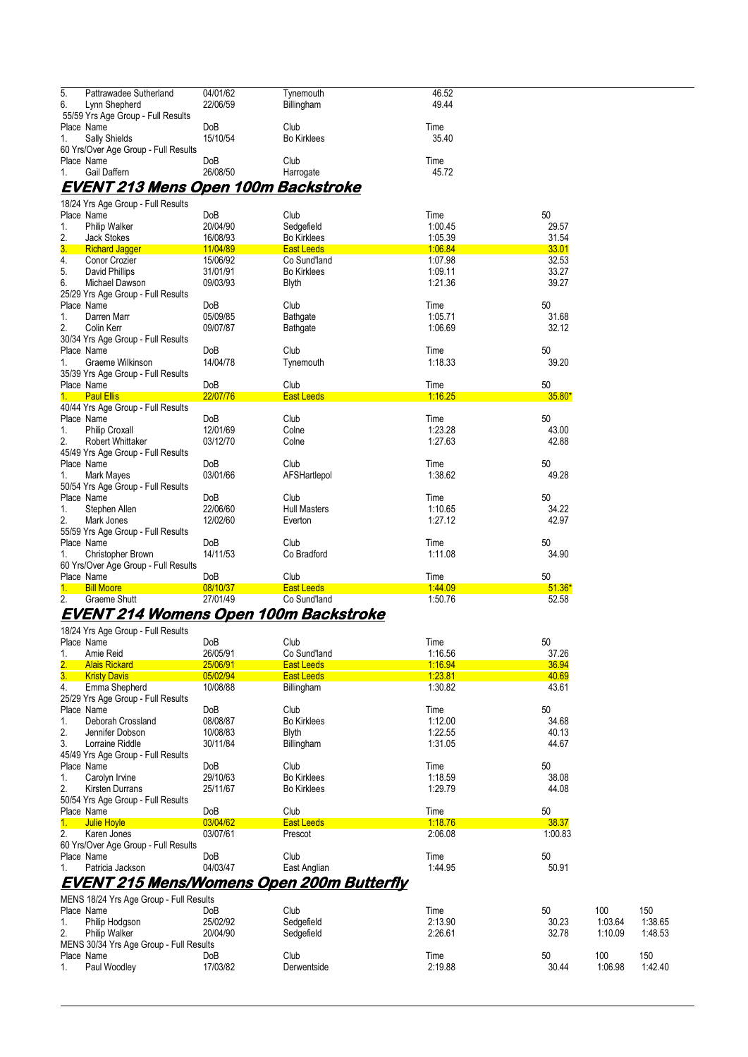| Place | Name | DoB | Club | Time |
|---|---|---|---|---|
| 5. | Pattrawadee Sutherland | 04/01/62 | Tynemouth | 46.52 |
| 6. | Lynn Shepherd | 22/06/59 | Billingham | 49.44 |

55/59 Yrs Age Group - Full Results

| Place | Name | DoB | Club | Time |
|---|---|---|---|---|
| 1. | Sally Shields | 15/10/54 | Bo Kirklees | 35.40 |

60 Yrs/Over Age Group - Full Results

| Place | Name | DoB | Club | Time |
|---|---|---|---|---|
| 1. | Gail Daffern | 26/08/50 | Harrogate | 45.72 |

## EVENT 213 Mens Open 100m Backstroke

18/24 Yrs Age Group - Full Results

| Place | Name | DoB | Club | Time | 50 |
|---|---|---|---|---|---|
| 1. | Philip Walker | 20/04/90 | Sedgefield | 1:00.45 | 29.57 |
| 2. | Jack Stokes | 16/08/93 | Bo Kirklees | 1:05.39 | 31.54 |
| 3. | Richard Jagger | 11/04/89 | East Leeds | 1:06.84 | 33.01 |
| 4. | Conor Crozier | 15/06/92 | Co Sund'land | 1:07.98 | 32.53 |
| 5. | David Phillips | 31/01/91 | Bo Kirklees | 1:09.11 | 33.27 |
| 6. | Michael Dawson | 09/03/93 | Blyth | 1:21.36 | 39.27 |

25/29 Yrs Age Group - Full Results

| Place | Name | DoB | Club | Time | 50 |
|---|---|---|---|---|---|
| 1. | Darren Marr | 05/09/85 | Bathgate | 1:05.71 | 31.68 |
| 2. | Colin Kerr | 09/07/87 | Bathgate | 1:06.69 | 32.12 |

30/34 Yrs Age Group - Full Results

| Place | Name | DoB | Club | Time | 50 |
|---|---|---|---|---|---|
| 1. | Graeme Wilkinson | 14/04/78 | Tynemouth | 1:18.33 | 39.20 |

35/39 Yrs Age Group - Full Results

| Place | Name | DoB | Club | Time | 50 |
|---|---|---|---|---|---|
| 1. | Paul Ellis | 22/07/76 | East Leeds | 1:16.25 | 35.80* |

40/44 Yrs Age Group - Full Results

| Place | Name | DoB | Club | Time | 50 |
|---|---|---|---|---|---|
| 1. | Philip Croxall | 12/01/69 | Colne | 1:23.28 | 43.00 |
| 2. | Robert Whittaker | 03/12/70 | Colne | 1:27.63 | 42.88 |

45/49 Yrs Age Group - Full Results

| Place | Name | DoB | Club | Time | 50 |
|---|---|---|---|---|---|
| 1. | Mark Mayes | 03/01/66 | AFSHartlepol | 1:38.62 | 49.28 |

50/54 Yrs Age Group - Full Results

| Place | Name | DoB | Club | Time | 50 |
|---|---|---|---|---|---|
| 1. | Stephen Allen | 22/06/60 | Hull Masters | 1:10.65 | 34.22 |
| 2. | Mark Jones | 12/02/60 | Everton | 1:27.12 | 42.97 |

55/59 Yrs Age Group - Full Results

| Place | Name | DoB | Club | Time | 50 |
|---|---|---|---|---|---|
| 1. | Christopher Brown | 14/11/53 | Co Bradford | 1:11.08 | 34.90 |

60 Yrs/Over Age Group - Full Results

| Place | Name | DoB | Club | Time | 50 |
|---|---|---|---|---|---|
| 1. | Bill Moore | 08/10/37 | East Leeds | 1:44.09 | 51.36* |
| 2. | Graeme Shutt | 27/01/49 | Co Sund'land | 1:50.76 | 52.58 |

## EVENT 214 Womens Open 100m Backstroke

18/24 Yrs Age Group - Full Results

| Place | Name | DoB | Club | Time | 50 |
|---|---|---|---|---|---|
| 1. | Amie Reid | 26/05/91 | Co Sund'land | 1:16.56 | 37.26 |
| 2. | Alais Rickard | 25/06/91 | East Leeds | 1:16.94 | 36.94 |
| 3. | Kristy Davis | 05/02/94 | East Leeds | 1:23.81 | 40.69 |
| 4. | Emma Shepherd | 10/08/88 | Billingham | 1:30.82 | 43.61 |

25/29 Yrs Age Group - Full Results

| Place | Name | DoB | Club | Time | 50 |
|---|---|---|---|---|---|
| 1. | Deborah Crossland | 08/08/87 | Bo Kirklees | 1:12.00 | 34.68 |
| 2. | Jennifer Dobson | 10/08/83 | Blyth | 1:22.55 | 40.13 |
| 3. | Lorraine Riddle | 30/11/84 | Billingham | 1:31.05 | 44.67 |

45/49 Yrs Age Group - Full Results

| Place | Name | DoB | Club | Time | 50 |
|---|---|---|---|---|---|
| 1. | Carolyn Irvine | 29/10/63 | Bo Kirklees | 1:18.59 | 38.08 |
| 2. | Kirsten Durrans | 25/11/67 | Bo Kirklees | 1:29.79 | 44.08 |

50/54 Yrs Age Group - Full Results

| Place | Name | DoB | Club | Time | 50 |
|---|---|---|---|---|---|
| 1. | Julie Hoyle | 03/04/62 | East Leeds | 1:18.76 | 38.37 |
| 2. | Karen Jones | 03/07/61 | Prescot | 2:06.08 | 1:00.83 |

60 Yrs/Over Age Group - Full Results

| Place | Name | DoB | Club | Time | 50 |
|---|---|---|---|---|---|
| 1. | Patricia Jackson | 04/03/47 | East Anglian | 1:44.95 | 50.91 |

## EVENT 215 Mens/Womens Open 200m Butterfly

MENS 18/24 Yrs Age Group - Full Results

| Place | Name | DoB | Club | Time | 50 | 100 | 150 |
|---|---|---|---|---|---|---|---|
| 1. | Philip Hodgson | 25/02/92 | Sedgefield | 2:13.90 | 30.23 | 1:03.64 | 1:38.65 |
| 2. | Philip Walker | 20/04/90 | Sedgefield | 2:26.61 | 32.78 | 1:10.09 | 1:48.53 |

MENS 30/34 Yrs Age Group - Full Results

| Place | Name | DoB | Club | Time | 50 | 100 | 150 |
|---|---|---|---|---|---|---|---|
| 1. | Paul Woodley | 17/03/82 | Derwentside | 2:19.88 | 30.44 | 1:06.98 | 1:42.40 |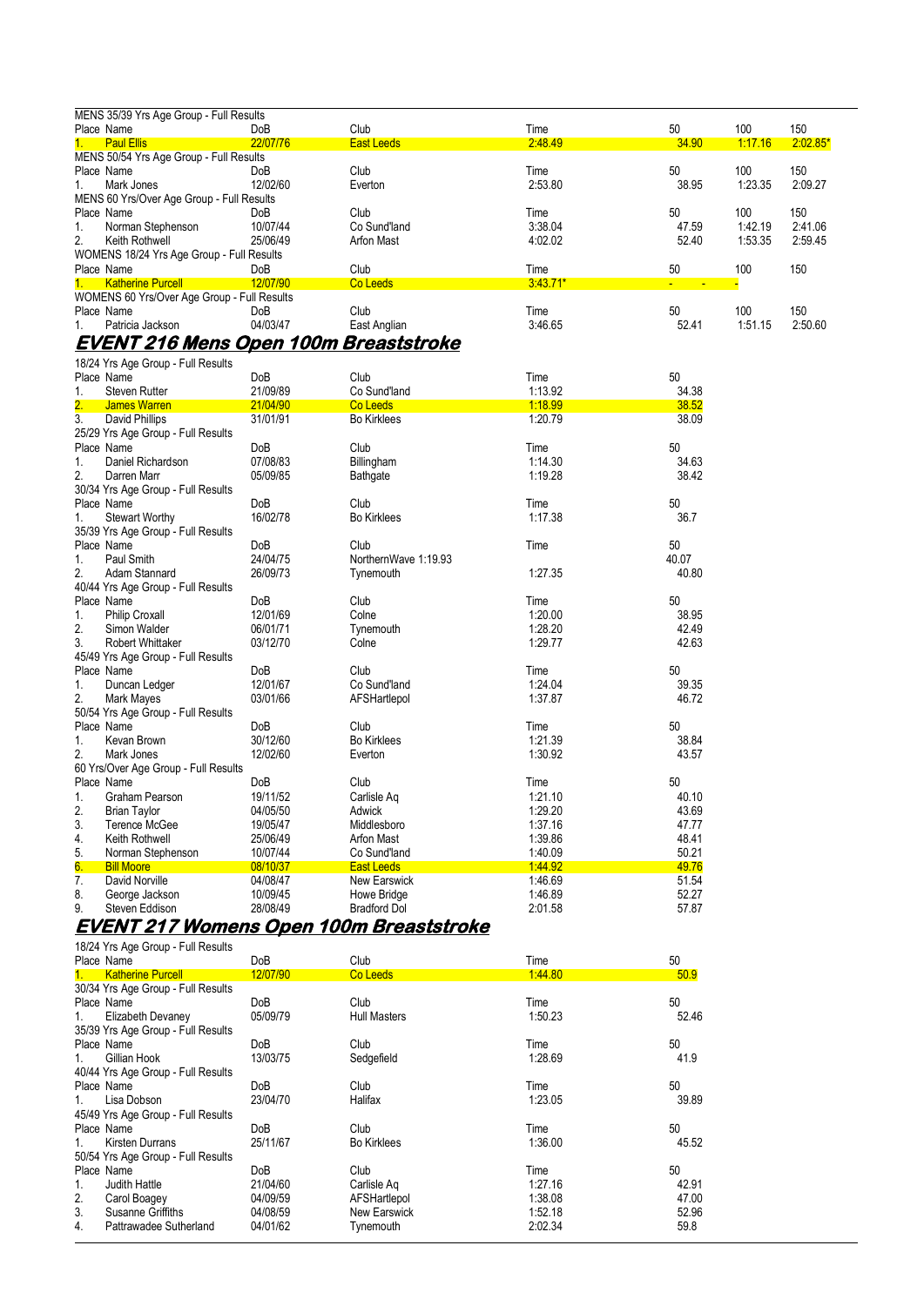MENS 35/39 Yrs Age Group - Full Results

| Place | Name | DoB | Club | Time | 50 | 100 | 150 |
|---|---|---|---|---|---|---|---|
| 1. | Paul Ellis | 22/07/76 | East Leeds | 2:48.49 | 34.90 | 1:17.16 | 2:02.85* |

MENS 50/54 Yrs Age Group - Full Results

| Place | Name | DoB | Club | Time | 50 | 100 | 150 |
|---|---|---|---|---|---|---|---|
| 1. | Mark Jones | 12/02/60 | Everton | 2:53.80 | 38.95 | 1:23.35 | 2:09.27 |

MENS 60 Yrs/Over Age Group - Full Results

| Place | Name | DoB | Club | Time | 50 | 100 | 150 |
|---|---|---|---|---|---|---|---|
| 1. | Norman Stephenson | 10/07/44 | Co Sund'land | 3:38.04 | 47.59 | 1:42.19 | 2:41.06 |
| 2. | Keith Rothwell | 25/06/49 | Arfon Mast | 4:02.02 | 52.40 | 1:53.35 | 2:59.45 |

WOMENS 18/24 Yrs Age Group - Full Results

| Place | Name | DoB | Club | Time | 50 | 100 | 150 |
|---|---|---|---|---|---|---|---|
| 1. | Katherine Purcell | 12/07/90 | Co Leeds | 3:43.71* | - - | - | |

WOMENS 60 Yrs/Over Age Group - Full Results

| Place | Name | DoB | Club | Time | 50 | 100 | 150 |
|---|---|---|---|---|---|---|---|
| 1. | Patricia Jackson | 04/03/47 | East Anglian | 3:46.65 | 52.41 | 1:51.15 | 2:50.60 |

## EVENT 216 Mens Open 100m Breaststroke

18/24 Yrs Age Group - Full Results

| Place | Name | DoB | Club | Time | 50 |
|---|---|---|---|---|---|
| 1. | Steven Rutter | 21/09/89 | Co Sund'land | 1:13.92 | 34.38 |
| 2. | James Warren | 21/04/90 | Co Leeds | 1:18.99 | 38.52 |
| 3. | David Phillips | 31/01/91 | Bo Kirklees | 1:20.79 | 38.09 |

25/29 Yrs Age Group - Full Results

| Place | Name | DoB | Club | Time | 50 |
|---|---|---|---|---|---|
| 1. | Daniel Richardson | 07/08/83 | Billingham | 1:14.30 | 34.63 |
| 2. | Darren Marr | 05/09/85 | Bathgate | 1:19.28 | 38.42 |

30/34 Yrs Age Group - Full Results

| Place | Name | DoB | Club | Time | 50 |
|---|---|---|---|---|---|
| 1. | Stewart Worthy | 16/02/78 | Bo Kirklees | 1:17.38 | 36.7 |

35/39 Yrs Age Group - Full Results

| Place | Name | DoB | Club | Time | 50 |
|---|---|---|---|---|---|
| 1. | Paul Smith | 24/04/75 | NorthernWave 1:19.93 | | 40.07 |
| 2. | Adam Stannard | 26/09/73 | Tynemouth | 1:27.35 | 40.80 |

40/44 Yrs Age Group - Full Results

| Place | Name | DoB | Club | Time | 50 |
|---|---|---|---|---|---|
| 1. | Philip Croxall | 12/01/69 | Colne | 1:20.00 | 38.95 |
| 2. | Simon Walder | 06/01/71 | Tynemouth | 1:28.20 | 42.49 |
| 3. | Robert Whittaker | 03/12/70 | Colne | 1:29.77 | 42.63 |

45/49 Yrs Age Group - Full Results

| Place | Name | DoB | Club | Time | 50 |
|---|---|---|---|---|---|
| 1. | Duncan Ledger | 12/01/67 | Co Sund'land | 1:24.04 | 39.35 |
| 2. | Mark Mayes | 03/01/66 | AFSHartlepol | 1:37.87 | 46.72 |

50/54 Yrs Age Group - Full Results

| Place | Name | DoB | Club | Time | 50 |
|---|---|---|---|---|---|
| 1. | Kevan Brown | 30/12/60 | Bo Kirklees | 1:21.39 | 38.84 |
| 2. | Mark Jones | 12/02/60 | Everton | 1:30.92 | 43.57 |

60 Yrs/Over Age Group - Full Results

| Place | Name | DoB | Club | Time | 50 |
|---|---|---|---|---|---|
| 1. | Graham Pearson | 19/11/52 | Carlisle Aq | 1:21.10 | 40.10 |
| 2. | Brian Taylor | 04/05/50 | Adwick | 1:29.20 | 43.69 |
| 3. | Terence McGee | 19/05/47 | Middlesboro | 1:37.16 | 47.77 |
| 4. | Keith Rothwell | 25/06/49 | Arfon Mast | 1:39.86 | 48.41 |
| 5. | Norman Stephenson | 10/07/44 | Co Sund'land | 1:40.09 | 50.21 |
| 6. | Bill Moore | 08/10/37 | East Leeds | 1:44.92 | 49.76 |
| 7. | David Norville | 04/08/47 | New Earswick | 1:46.69 | 51.54 |
| 8. | George Jackson | 10/09/45 | Howe Bridge | 1:46.89 | 52.27 |
| 9. | Steven Eddison | 28/08/49 | Bradford Dol | 2:01.58 | 57.87 |

## EVENT 217 Womens Open 100m Breaststroke

18/24 Yrs Age Group - Full Results

| Place | Name | DoB | Club | Time | 50 |
|---|---|---|---|---|---|
| 1. | Katherine Purcell | 12/07/90 | Co Leeds | 1:44.80 | 50.9 |

30/34 Yrs Age Group - Full Results

| Place | Name | DoB | Club | Time | 50 |
|---|---|---|---|---|---|
| 1. | Elizabeth Devaney | 05/09/79 | Hull Masters | 1:50.23 | 52.46 |

35/39 Yrs Age Group - Full Results

| Place | Name | DoB | Club | Time | 50 |
|---|---|---|---|---|---|
| 1. | Gillian Hook | 13/03/75 | Sedgefield | 1:28.69 | 41.9 |

40/44 Yrs Age Group - Full Results

| Place | Name | DoB | Club | Time | 50 |
|---|---|---|---|---|---|
| 1. | Lisa Dobson | 23/04/70 | Halifax | 1:23.05 | 39.89 |

45/49 Yrs Age Group - Full Results

| Place | Name | DoB | Club | Time | 50 |
|---|---|---|---|---|---|
| 1. | Kirsten Durrans | 25/11/67 | Bo Kirklees | 1:36.00 | 45.52 |

50/54 Yrs Age Group - Full Results

| Place | Name | DoB | Club | Time | 50 |
|---|---|---|---|---|---|
| 1. | Judith Hattle | 21/04/60 | Carlisle Aq | 1:27.16 | 42.91 |
| 2. | Carol Boagey | 04/09/59 | AFSHartlepol | 1:38.08 | 47.00 |
| 3. | Susanne Griffiths | 04/08/59 | New Earswick | 1:52.18 | 52.96 |
| 4. | Pattrawadee Sutherland | 04/01/62 | Tynemouth | 2:02.34 | 59.8 |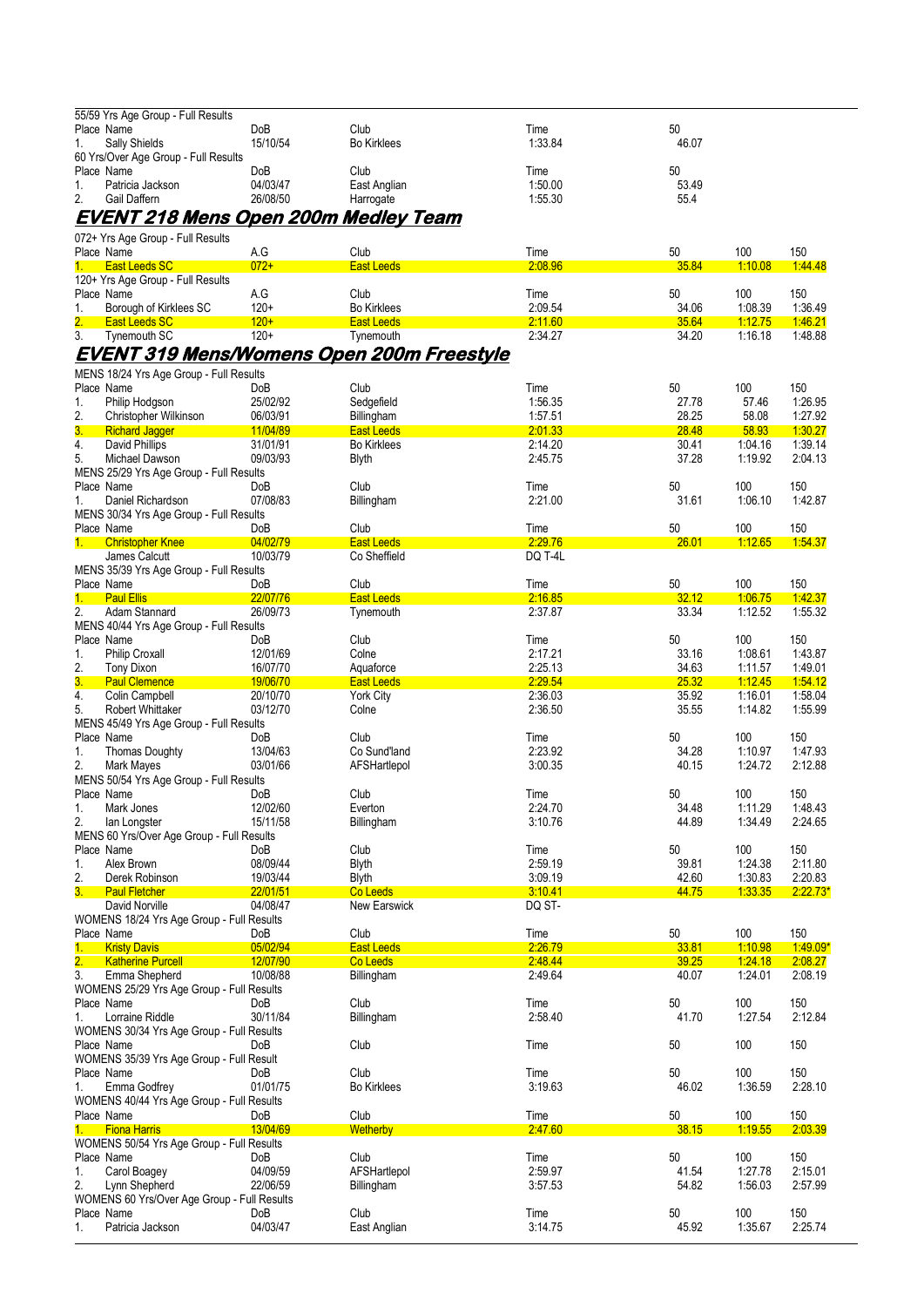55/59 Yrs Age Group - Full Results

| Place | Name | DoB | Club | Time | 50 |
|---|---|---|---|---|---|
| 1. | Sally Shields | 15/10/54 | Bo Kirklees | 1:33.84 | 46.07 |

60 Yrs/Over Age Group - Full Results

| Place | Name | DoB | Club | Time | 50 |
|---|---|---|---|---|---|
| 1. | Patricia Jackson | 04/03/47 | East Anglian | 1:50.00 | 53.49 |
| 2. | Gail Daffern | 26/08/50 | Harrogate | 1:55.30 | 55.4 |

## EVENT 218 Mens Open 200m Medley Team

072+ Yrs Age Group - Full Results

| Place | Name | A.G | Club | Time | 50 | 100 | 150 |
|---|---|---|---|---|---|---|---|
| 1. | East Leeds SC | 072+ | East Leeds | 2:08.96 | 35.84 | 1:10.08 | 1:44.48 |

120+ Yrs Age Group - Full Results

| Place | Name | A.G | Club | Time | 50 | 100 | 150 |
|---|---|---|---|---|---|---|---|
| 1. | Borough of Kirklees SC | 120+ | Bo Kirklees | 2:09.54 | 34.06 | 1:08.39 | 1:36.49 |
| 2. | East Leeds SC | 120+ | East Leeds | 2:11.60 | 35.64 | 1:12.75 | 1:46.21 |
| 3. | Tynemouth SC | 120+ | Tynemouth | 2:34.27 | 34.20 | 1:16.18 | 1:48.88 |

## EVENT 319 Mens/Womens Open 200m Freestyle

MENS 18/24 Yrs Age Group - Full Results

| Place | Name | DoB | Club | Time | 50 | 100 | 150 |
|---|---|---|---|---|---|---|---|
| 1. | Philip Hodgson | 25/02/92 | Sedgefield | 1:56.35 | 27.78 | 57.46 | 1:26.95 |
| 2. | Christopher Wilkinson | 06/03/91 | Billingham | 1:57.51 | 28.25 | 58.08 | 1:27.92 |
| 3. | Richard Jagger | 11/04/89 | East Leeds | 2:01.33 | 28.48 | 58.93 | 1:30.27 |
| 4. | David Phillips | 31/01/91 | Bo Kirklees | 2:14.20 | 30.41 | 1:04.16 | 1:39.14 |
| 5. | Michael Dawson | 09/03/93 | Blyth | 2:45.75 | 37.28 | 1:19.92 | 2:04.13 |

MENS 25/29 Yrs Age Group - Full Results

| Place | Name | DoB | Club | Time | 50 | 100 | 150 |
|---|---|---|---|---|---|---|---|
| 1. | Daniel Richardson | 07/08/83 | Billingham | 2:21.00 | 31.61 | 1:06.10 | 1:42.87 |

MENS 30/34 Yrs Age Group - Full Results

| Place | Name | DoB | Club | Time | 50 | 100 | 150 |
|---|---|---|---|---|---|---|---|
| 1. | Christopher Knee | 04/02/79 | East Leeds | 2:29.76 | 26.01 | 1:12.65 | 1:54.37 |
| | James Calcutt | 10/03/79 | Co Sheffield | DQ T-4L | | | |

MENS 35/39 Yrs Age Group - Full Results

| Place | Name | DoB | Club | Time | 50 | 100 | 150 |
|---|---|---|---|---|---|---|---|
| 1. | Paul Ellis | 22/07/76 | East Leeds | 2:16.85 | 32.12 | 1:06.75 | 1:42.37 |
| 2. | Adam Stannard | 26/09/73 | Tynemouth | 2:37.87 | 33.34 | 1:12.52 | 1:55.32 |

MENS 40/44 Yrs Age Group - Full Results

| Place | Name | DoB | Club | Time | 50 | 100 | 150 |
|---|---|---|---|---|---|---|---|
| 1. | Philip Croxall | 12/01/69 | Colne | 2:17.21 | 33.16 | 1:08.61 | 1:43.87 |
| 2. | Tony Dixon | 16/07/70 | Aquaforce | 2:25.13 | 34.63 | 1:11.57 | 1:49.01 |
| 3. | Paul Clemence | 19/06/70 | East Leeds | 2:29.54 | 25.32 | 1:12.45 | 1:54.12 |
| 4. | Colin Campbell | 20/10/70 | York City | 2:36.03 | 35.92 | 1:16.01 | 1:58.04 |
| 5. | Robert Whittaker | 03/12/70 | Colne | 2:36.50 | 35.55 | 1:14.82 | 1:55.99 |

MENS 45/49 Yrs Age Group - Full Results

| Place | Name | DoB | Club | Time | 50 | 100 | 150 |
|---|---|---|---|---|---|---|---|
| 1. | Thomas Doughty | 13/04/63 | Co Sund'land | 2:23.92 | 34.28 | 1:10.97 | 1:47.93 |
| 2. | Mark Mayes | 03/01/66 | AFSHartlepol | 3:00.35 | 40.15 | 1:24.72 | 2:12.88 |

MENS 50/54 Yrs Age Group - Full Results

| Place | Name | DoB | Club | Time | 50 | 100 | 150 |
|---|---|---|---|---|---|---|---|
| 1. | Mark Jones | 12/02/60 | Everton | 2:24.70 | 34.48 | 1:11.29 | 1:48.43 |
| 2. | Ian Longster | 15/11/58 | Billingham | 3:10.76 | 44.89 | 1:34.49 | 2:24.65 |

MENS 60 Yrs/Over Age Group - Full Results

| Place | Name | DoB | Club | Time | 50 | 100 | 150 |
|---|---|---|---|---|---|---|---|
| 1. | Alex Brown | 08/09/44 | Blyth | 2:59.19 | 39.81 | 1:24.38 | 2:11.80 |
| 2. | Derek Robinson | 19/03/44 | Blyth | 3:09.19 | 42.60 | 1:30.83 | 2:20.83 |
| 3. | Paul Fletcher | 22/01/51 | Co Leeds | 3:10.41 | 44.75 | 1:33.35 | 2:22.73* |
| | David Norville | 04/08/47 | New Earswick | DQ ST- | | | |

WOMENS 18/24 Yrs Age Group - Full Results

| Place | Name | DoB | Club | Time | 50 | 100 | 150 |
|---|---|---|---|---|---|---|---|
| 1. | Kristy Davis | 05/02/94 | East Leeds | 2:26.79 | 33.81 | 1:10.98 | 1:49.09* |
| 2. | Katherine Purcell | 12/07/90 | Co Leeds | 2:48.44 | 39.25 | 1:24.18 | 2:08.27 |
| 3. | Emma Shepherd | 10/08/88 | Billingham | 2:49.64 | 40.07 | 1:24.01 | 2:08.19 |

WOMENS 25/29 Yrs Age Group - Full Results

| Place | Name | DoB | Club | Time | 50 | 100 | 150 |
|---|---|---|---|---|---|---|---|
| 1. | Lorraine Riddle | 30/11/84 | Billingham | 2:58.40 | 41.70 | 1:27.54 | 2:12.84 |

WOMENS 30/34 Yrs Age Group - Full Results

| Place | Name | DoB | Club | Time | 50 | 100 | 150 |
|---|---|---|---|---|---|---|---|

WOMENS 35/39 Yrs Age Group - Full Result

| Place | Name | DoB | Club | Time | 50 | 100 | 150 |
|---|---|---|---|---|---|---|---|
| 1. | Emma Godfrey | 01/01/75 | Bo Kirklees | 3:19.63 | 46.02 | 1:36.59 | 2:28.10 |

WOMENS 40/44 Yrs Age Group - Full Results

| Place | Name | DoB | Club | Time | 50 | 100 | 150 |
|---|---|---|---|---|---|---|---|
| 1. | Fiona Harris | 13/04/69 | Wetherby | 2:47.60 | 38.15 | 1:19.55 | 2:03.39 |

WOMENS 50/54 Yrs Age Group - Full Results

| Place | Name | DoB | Club | Time | 50 | 100 | 150 |
|---|---|---|---|---|---|---|---|
| 1. | Carol Boagey | 04/09/59 | AFSHartlepol | 2:59.97 | 41.54 | 1:27.78 | 2:15.01 |
| 2. | Lynn Shepherd | 22/06/59 | Billingham | 3:57.53 | 54.82 | 1:56.03 | 2:57.99 |

WOMENS 60 Yrs/Over Age Group - Full Results

| Place | Name | DoB | Club | Time | 50 | 100 | 150 |
|---|---|---|---|---|---|---|---|
| 1. | Patricia Jackson | 04/03/47 | East Anglian | 3:14.75 | 45.92 | 1:35.67 | 2:25.74 |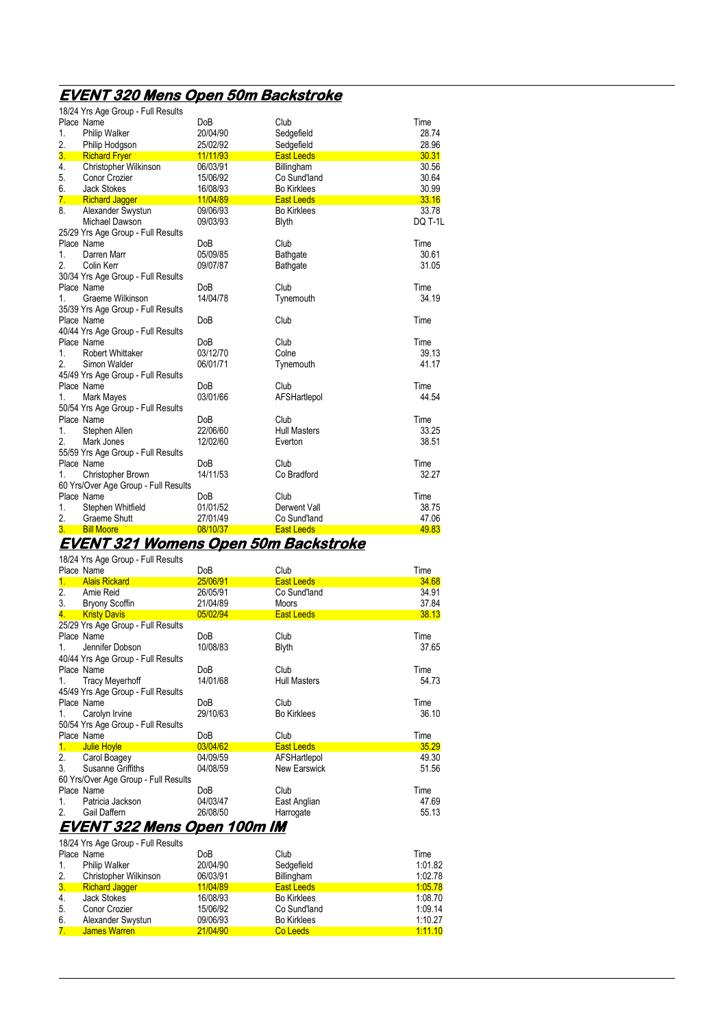## *EVENT 320 Mens Open 50m Backstroke*

18/24 Yrs Age Group - Full Results

| Place | Name | DoB | Club | Time |
|---|---|---|---|---|
| 1. | Philip Walker | 20/04/90 | Sedgefield | 28.74 |
| 2. | Philip Hodgson | 25/02/92 | Sedgefield | 28.96 |
| 3. | Richard Fryer | 11/11/93 | East Leeds | 30.31 |
| 4. | Christopher Wilkinson | 06/03/91 | Billingham | 30.56 |
| 5. | Conor Crozier | 15/06/92 | Co Sund'land | 30.64 |
| 6. | Jack Stokes | 16/08/93 | Bo Kirklees | 30.99 |
| 7. | Richard Jagger | 11/04/89 | East Leeds | 33.16 |
| 8. | Alexander Swystun | 09/06/93 | Bo Kirklees | 33.78 |
| | Michael Dawson | 09/03/93 | Blyth | DQ T-1L |

25/29 Yrs Age Group - Full Results

| Place | Name | DoB | Club | Time |
|---|---|---|---|---|
| 1. | Darren Marr | 05/09/85 | Bathgate | 30.61 |
| 2. | Colin Kerr | 09/07/87 | Bathgate | 31.05 |

30/34 Yrs Age Group - Full Results

| Place | Name | DoB | Club | Time |
|---|---|---|---|---|
| 1. | Graeme Wilkinson | 14/04/78 | Tynemouth | 34.19 |

35/39 Yrs Age Group - Full Results

| Place | Name | DoB | Club | Time |
|---|---|---|---|---|

40/44 Yrs Age Group - Full Results

| Place | Name | DoB | Club | Time |
|---|---|---|---|---|
| 1. | Robert Whittaker | 03/12/70 | Colne | 39.13 |
| 2. | Simon Walder | 06/01/71 | Tynemouth | 41.17 |

45/49 Yrs Age Group - Full Results

| Place | Name | DoB | Club | Time |
|---|---|---|---|---|
| 1. | Mark Mayes | 03/01/66 | AFSHartlepol | 44.54 |

50/54 Yrs Age Group - Full Results

| Place | Name | DoB | Club | Time |
|---|---|---|---|---|
| 1. | Stephen Allen | 22/06/60 | Hull Masters | 33.25 |
| 2. | Mark Jones | 12/02/60 | Everton | 38.51 |

55/59 Yrs Age Group - Full Results

| Place | Name | DoB | Club | Time |
|---|---|---|---|---|
| 1. | Christopher Brown | 14/11/53 | Co Bradford | 32.27 |

60 Yrs/Over Age Group - Full Results

| Place | Name | DoB | Club | Time |
|---|---|---|---|---|
| 1. | Stephen Whitfield | 01/01/52 | Derwent Vall | 38.75 |
| 2. | Graeme Shutt | 27/01/49 | Co Sund'land | 47.06 |
| 3. | Bill Moore | 08/10/37 | East Leeds | 49.83 |

## *EVENT 321 Womens Open 50m Backstroke*

18/24 Yrs Age Group - Full Results

| Place | Name | DoB | Club | Time |
|---|---|---|---|---|
| 1. | Alais Rickard | 25/06/91 | East Leeds | 34.68 |
| 2. | Amie Reid | 26/05/91 | Co Sund'land | 34.91 |
| 3. | Bryony Scoffin | 21/04/89 | Moors | 37.84 |
| 4. | Kristy Davis | 05/02/94 | East Leeds | 38.13 |

25/29 Yrs Age Group - Full Results

| Place | Name | DoB | Club | Time |
|---|---|---|---|---|
| 1. | Jennifer Dobson | 10/08/83 | Blyth | 37.65 |

40/44 Yrs Age Group - Full Results

| Place | Name | DoB | Club | Time |
|---|---|---|---|---|
| 1. | Tracy Meyerhoff | 14/01/68 | Hull Masters | 54.73 |

45/49 Yrs Age Group - Full Results

| Place | Name | DoB | Club | Time |
|---|---|---|---|---|
| 1. | Carolyn Irvine | 29/10/63 | Bo Kirklees | 36.10 |

50/54 Yrs Age Group - Full Results

| Place | Name | DoB | Club | Time |
|---|---|---|---|---|
| 1. | Julie Hoyle | 03/04/62 | East Leeds | 35.29 |
| 2. | Carol Boagey | 04/09/59 | AFSHartlepol | 49.30 |
| 3. | Susanne Griffiths | 04/08/59 | New Earswick | 51.56 |

60 Yrs/Over Age Group - Full Results

| Place | Name | DoB | Club | Time |
|---|---|---|---|---|
| 1. | Patricia Jackson | 04/03/47 | East Anglian | 47.69 |
| 2. | Gail Daffern | 26/08/50 | Harrogate | 55.13 |

## *EVENT 322 Mens Open 100m IM*

18/24 Yrs Age Group - Full Results

| Place | Name | DoB | Club | Time |
|---|---|---|---|---|
| 1. | Philip Walker | 20/04/90 | Sedgefield | 1:01.82 |
| 2. | Christopher Wilkinson | 06/03/91 | Billingham | 1:02.78 |
| 3. | Richard Jagger | 11/04/89 | East Leeds | 1:05.78 |
| 4. | Jack Stokes | 16/08/93 | Bo Kirklees | 1:08.70 |
| 5. | Conor Crozier | 15/06/92 | Co Sund'land | 1:09.14 |
| 6. | Alexander Swystun | 09/06/93 | Bo Kirklees | 1:10.27 |
| 7. | James Warren | 21/04/90 | Co Leeds | 1:11.10 |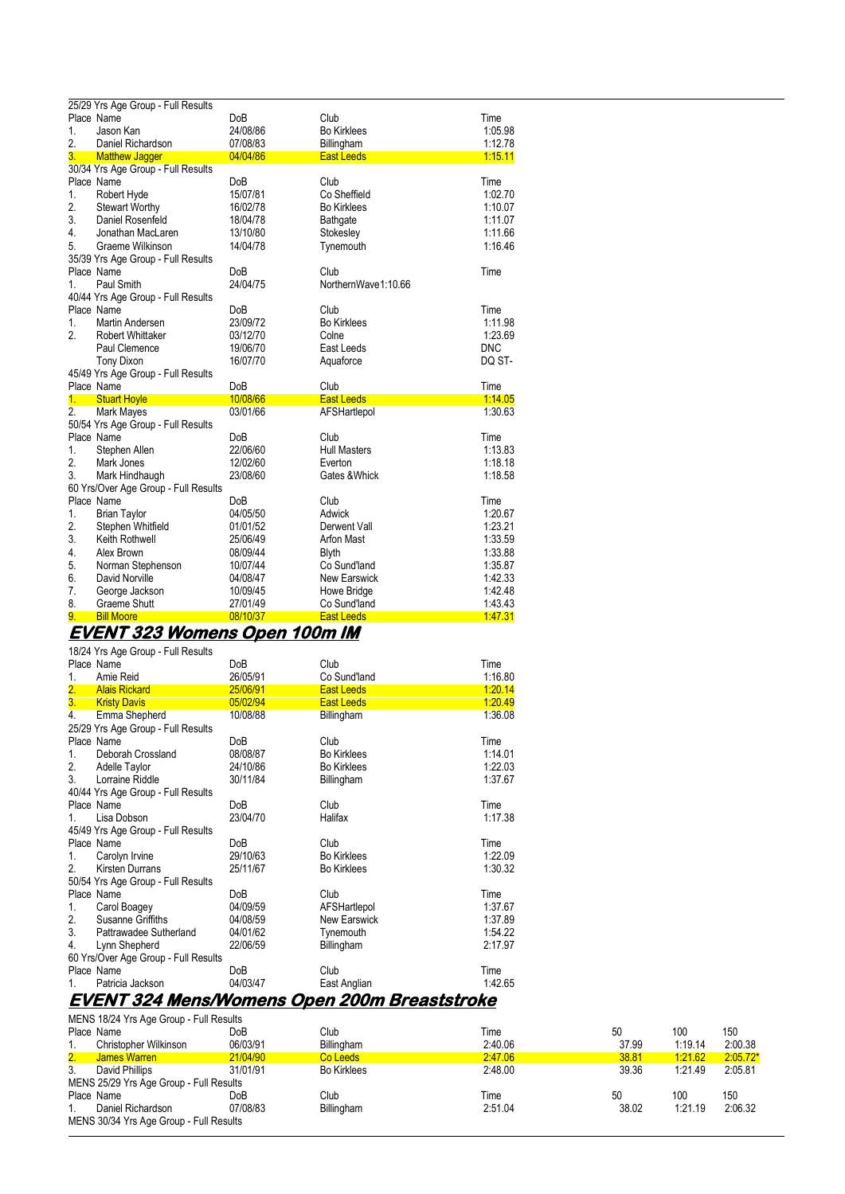25/29 Yrs Age Group - Full Results

| Place | Name | DoB | Club | Time |
|---|---|---|---|---|
| 1. | Jason Kan | 24/08/86 | Bo Kirklees | 1:05.98 |
| 2. | Daniel Richardson | 07/08/83 | Billingham | 1:12.78 |
| 3. | Matthew Jagger | 04/04/86 | East Leeds | 1:15.11 |

30/34 Yrs Age Group - Full Results

| Place | Name | DoB | Club | Time |
|---|---|---|---|---|
| 1. | Robert Hyde | 15/07/81 | Co Sheffield | 1:02.70 |
| 2. | Stewart Worthy | 16/02/78 | Bo Kirklees | 1:10.07 |
| 3. | Daniel Rosenfeld | 18/04/78 | Bathgate | 1:11.07 |
| 4. | Jonathan MacLaren | 13/10/80 | Stokesley | 1:11.66 |
| 5. | Graeme Wilkinson | 14/04/78 | Tynemouth | 1:16.46 |

35/39 Yrs Age Group - Full Results

| Place | Name | DoB | Club | Time |
|---|---|---|---|---|
| 1. | Paul Smith | 24/04/75 | NorthernWave | 1:10.66 |

40/44 Yrs Age Group - Full Results

| Place | Name | DoB | Club | Time |
|---|---|---|---|---|
| 1. | Martin Andersen | 23/09/72 | Bo Kirklees | 1:11.98 |
| 2. | Robert Whittaker | 03/12/70 | Colne | 1:23.69 |
| | Paul Clemence | 19/06/70 | East Leeds | DNC |
| | Tony Dixon | 16/07/70 | Aquaforce | DQ ST- |

45/49 Yrs Age Group - Full Results

| Place | Name | DoB | Club | Time |
|---|---|---|---|---|
| 1. | Stuart Hoyle | 10/08/66 | East Leeds | 1:14.05 |
| 2. | Mark Mayes | 03/01/66 | AFSHartlepol | 1:30.63 |

50/54 Yrs Age Group - Full Results

| Place | Name | DoB | Club | Time |
|---|---|---|---|---|
| 1. | Stephen Allen | 22/06/60 | Hull Masters | 1:13.83 |
| 2. | Mark Jones | 12/02/60 | Everton | 1:18.18 |
| 3. | Mark Hindhaugh | 23/08/60 | Gates &Whick | 1:18.58 |

60 Yrs/Over Age Group - Full Results

| Place | Name | DoB | Club | Time |
|---|---|---|---|---|
| 1. | Brian Taylor | 04/05/50 | Adwick | 1:20.67 |
| 2. | Stephen Whitfield | 01/01/52 | Derwent Vall | 1:23.21 |
| 3. | Keith Rothwell | 25/06/49 | Arfon Mast | 1:33.59 |
| 4. | Alex Brown | 08/09/44 | Blyth | 1:33.88 |
| 5. | Norman Stephenson | 10/07/44 | Co Sund'land | 1:35.87 |
| 6. | David Norville | 04/08/47 | New Earswick | 1:42.33 |
| 7. | George Jackson | 10/09/45 | Howe Bridge | 1:42.48 |
| 8. | Graeme Shutt | 27/01/49 | Co Sund'land | 1:43.43 |
| 9. | Bill Moore | 08/10/37 | East Leeds | 1:47.31 |

## EVENT 323 Womens Open 100m IM

18/24 Yrs Age Group - Full Results

| Place | Name | DoB | Club | Time |
|---|---|---|---|---|
| 1. | Amie Reid | 26/05/91 | Co Sund'land | 1:16.80 |
| 2. | Alais Rickard | 25/06/91 | East Leeds | 1:20.14 |
| 3. | Kristy Davis | 05/02/94 | East Leeds | 1:20.49 |
| 4. | Emma Shepherd | 10/08/88 | Billingham | 1:36.08 |

25/29 Yrs Age Group - Full Results

| Place | Name | DoB | Club | Time |
|---|---|---|---|---|
| 1. | Deborah Crossland | 08/08/87 | Bo Kirklees | 1:14.01 |
| 2. | Adelle Taylor | 24/10/86 | Bo Kirklees | 1:22.03 |
| 3. | Lorraine Riddle | 30/11/84 | Billingham | 1:37.67 |

40/44 Yrs Age Group - Full Results

| Place | Name | DoB | Club | Time |
|---|---|---|---|---|
| 1. | Lisa Dobson | 23/04/70 | Halifax | 1:17.38 |

45/49 Yrs Age Group - Full Results

| Place | Name | DoB | Club | Time |
|---|---|---|---|---|
| 1. | Carolyn Irvine | 29/10/63 | Bo Kirklees | 1:22.09 |
| 2. | Kirsten Durrans | 25/11/67 | Bo Kirklees | 1:30.32 |

50/54 Yrs Age Group - Full Results

| Place | Name | DoB | Club | Time |
|---|---|---|---|---|
| 1. | Carol Boagey | 04/09/59 | AFSHartlepol | 1:37.67 |
| 2. | Susanne Griffiths | 04/08/59 | New Earswick | 1:37.89 |
| 3. | Pattrawadee Sutherland | 04/01/62 | Tynemouth | 1:54.22 |
| 4. | Lynn Shepherd | 22/06/59 | Billingham | 2:17.97 |

60 Yrs/Over Age Group - Full Results

| Place | Name | DoB | Club | Time |
|---|---|---|---|---|
| 1. | Patricia Jackson | 04/03/47 | East Anglian | 1:42.65 |

## EVENT 324 Mens/Womens Open 200m Breaststroke

MENS 18/24 Yrs Age Group - Full Results

| Place | Name | DoB | Club | Time | 50 | 100 | 150 |
|---|---|---|---|---|---|---|---|
| 1. | Christopher Wilkinson | 06/03/91 | Billingham | 2:40.06 | 37.99 | 1:19.14 | 2:00.38 |
| 2. | James Warren | 21/04/90 | Co Leeds | 2:47.06 | 38.81 | 1:21.62 | 2:05.72* |
| 3. | David Phillips | 31/01/91 | Bo Kirklees | 2:48.00 | 39.36 | 1:21.49 | 2:05.81 |

MENS 25/29 Yrs Age Group - Full Results

| Place | Name | DoB | Club | Time | 50 | 100 | 150 |
|---|---|---|---|---|---|---|---|
| 1. | Daniel Richardson | 07/08/83 | Billingham | 2:51.04 | 38.02 | 1:21.19 | 2:06.32 |

MENS 30/34 Yrs Age Group - Full Results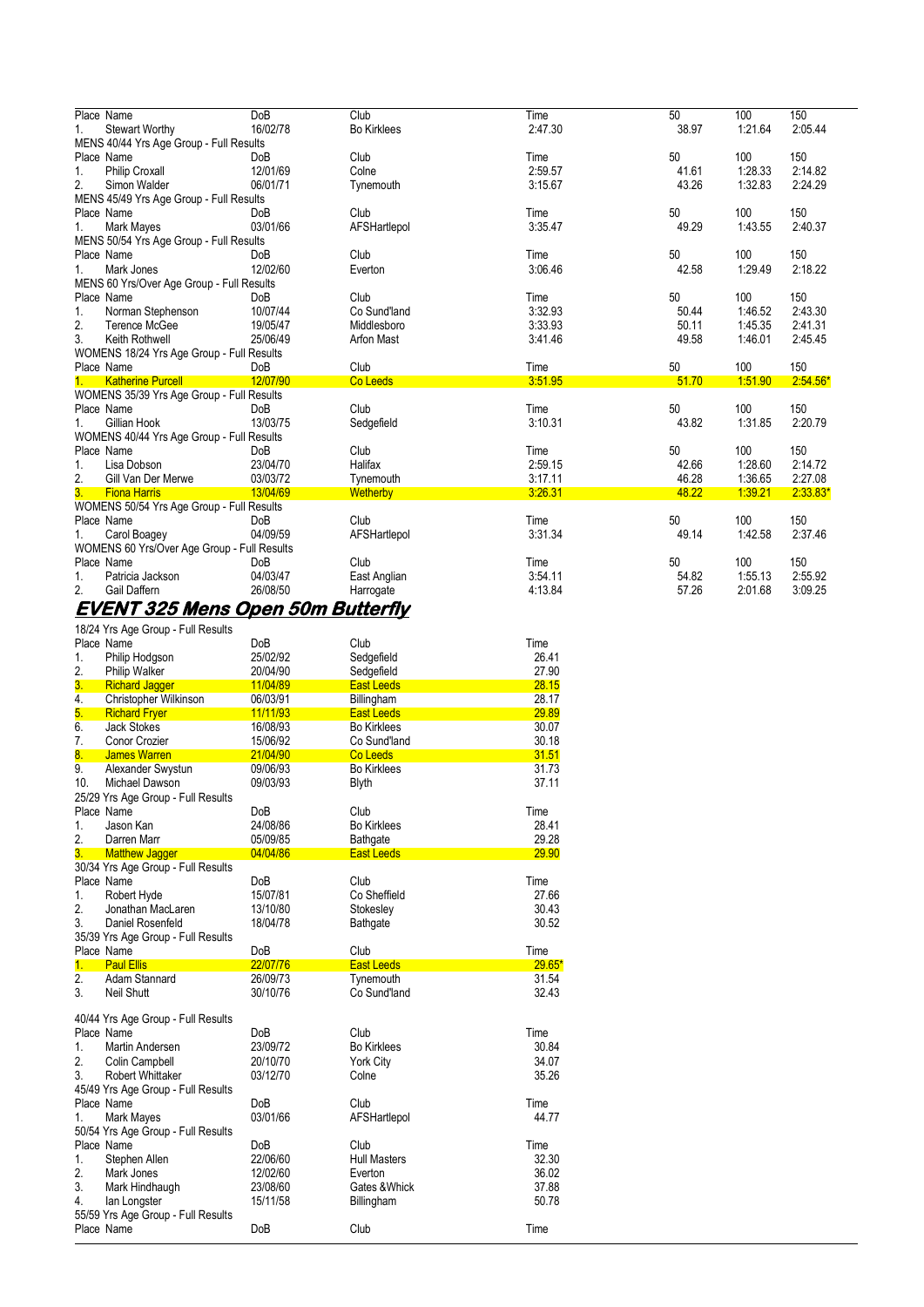| Place | Name | DoB | Club | Time | 50 | 100 | 150 |
|---|---|---|---|---|---|---|---|
| 1. | Stewart Worthy | 16/02/78 | Bo Kirklees | 2:47.30 | 38.97 | 1:21.64 | 2:05.44 |

MENS 40/44 Yrs Age Group - Full Results

| Place | Name | DoB | Club | Time | 50 | 100 | 150 |
|---|---|---|---|---|---|---|---|
| 1. | Philip Croxall | 12/01/69 | Colne | 2:59.57 | 41.61 | 1:28.33 | 2:14.82 |
| 2. | Simon Walder | 06/01/71 | Tynemouth | 3:15.67 | 43.26 | 1:32.83 | 2:24.29 |

MENS 45/49 Yrs Age Group - Full Results

| Place | Name | DoB | Club | Time | 50 | 100 | 150 |
|---|---|---|---|---|---|---|---|
| 1. | Mark Mayes | 03/01/66 | AFSHartlepol | 3:35.47 | 49.29 | 1:43.55 | 2:40.37 |

MENS 50/54 Yrs Age Group - Full Results

| Place | Name | DoB | Club | Time | 50 | 100 | 150 |
|---|---|---|---|---|---|---|---|
| 1. | Mark Jones | 12/02/60 | Everton | 3:06.46 | 42.58 | 1:29.49 | 2:18.22 |

MENS 60 Yrs/Over Age Group - Full Results

| Place | Name | DoB | Club | Time | 50 | 100 | 150 |
|---|---|---|---|---|---|---|---|
| 1. | Norman Stephenson | 10/07/44 | Co Sund'land | 3:32.93 | 50.44 | 1:46.52 | 2:43.30 |
| 2. | Terence McGee | 19/05/47 | Middlesboro | 3:33.93 | 50.11 | 1:45.35 | 2:41.31 |
| 3. | Keith Rothwell | 25/06/49 | Arfon Mast | 3:41.46 | 49.58 | 1:46.01 | 2:45.45 |

WOMENS 18/24 Yrs Age Group - Full Results

| Place | Name | DoB | Club | Time | 50 | 100 | 150 |
|---|---|---|---|---|---|---|---|
| 1. | Katherine Purcell | 12/07/90 | Co Leeds | 3:51.95 | 51.70 | 1:51.90 | 2:54.56* |

WOMENS 35/39 Yrs Age Group - Full Results

| Place | Name | DoB | Club | Time | 50 | 100 | 150 |
|---|---|---|---|---|---|---|---|
| 1. | Gillian Hook | 13/03/75 | Sedgefield | 3:10.31 | 43.82 | 1:31.85 | 2:20.79 |

WOMENS 40/44 Yrs Age Group - Full Results

| Place | Name | DoB | Club | Time | 50 | 100 | 150 |
|---|---|---|---|---|---|---|---|
| 1. | Lisa Dobson | 23/04/70 | Halifax | 2:59.15 | 42.66 | 1:28.60 | 2:14.72 |
| 2. | Gill Van Der Merwe | 03/03/72 | Tynemouth | 3:17.11 | 46.28 | 1:36.65 | 2:27.08 |
| 3. | Fiona Harris | 13/04/69 | Wetherby | 3:26.31 | 48.22 | 1:39.21 | 2:33.83* |

WOMENS 50/54 Yrs Age Group - Full Results

| Place | Name | DoB | Club | Time | 50 | 100 | 150 |
|---|---|---|---|---|---|---|---|
| 1. | Carol Boagey | 04/09/59 | AFSHartlepol | 3:31.34 | 49.14 | 1:42.58 | 2:37.46 |

WOMENS 60 Yrs/Over Age Group - Full Results

| Place | Name | DoB | Club | Time | 50 | 100 | 150 |
|---|---|---|---|---|---|---|---|
| 1. | Patricia Jackson | 04/03/47 | East Anglian | 3:54.11 | 54.82 | 1:55.13 | 2:55.92 |
| 2. | Gail Daffern | 26/08/50 | Harrogate | 4:13.84 | 57.26 | 2:01.68 | 3:09.25 |

## EVENT 325 Mens Open 50m Butterfly

18/24 Yrs Age Group - Full Results

| Place | Name | DoB | Club | Time |
|---|---|---|---|---|
| 1. | Philip Hodgson | 25/02/92 | Sedgefield | 26.41 |
| 2. | Philip Walker | 20/04/90 | Sedgefield | 27.90 |
| 3. | Richard Jagger | 11/04/89 | East Leeds | 28.15 |
| 4. | Christopher Wilkinson | 06/03/91 | Billingham | 28.17 |
| 5. | Richard Fryer | 11/11/93 | East Leeds | 29.89 |
| 6. | Jack Stokes | 16/08/93 | Bo Kirklees | 30.07 |
| 7. | Conor Crozier | 15/06/92 | Co Sund'land | 30.18 |
| 8. | James Warren | 21/04/90 | Co Leeds | 31.51 |
| 9. | Alexander Swystun | 09/06/93 | Bo Kirklees | 31.73 |
| 10. | Michael Dawson | 09/03/93 | Blyth | 37.11 |

25/29 Yrs Age Group - Full Results

| Place | Name | DoB | Club | Time |
|---|---|---|---|---|
| 1. | Jason Kan | 24/08/86 | Bo Kirklees | 28.41 |
| 2. | Darren Marr | 05/09/85 | Bathgate | 29.28 |
| 3. | Matthew Jagger | 04/04/86 | East Leeds | 29.90 |

30/34 Yrs Age Group - Full Results

| Place | Name | DoB | Club | Time |
|---|---|---|---|---|
| 1. | Robert Hyde | 15/07/81 | Co Sheffield | 27.66 |
| 2. | Jonathan MacLaren | 13/10/80 | Stokesley | 30.43 |
| 3. | Daniel Rosenfeld | 18/04/78 | Bathgate | 30.52 |

35/39 Yrs Age Group - Full Results

| Place | Name | DoB | Club | Time |
|---|---|---|---|---|
| 1. | Paul Ellis | 22/07/76 | East Leeds | 29.65* |
| 2. | Adam Stannard | 26/09/73 | Tynemouth | 31.54 |
| 3. | Neil Shutt | 30/10/76 | Co Sund'land | 32.43 |

40/44 Yrs Age Group - Full Results

| Place | Name | DoB | Club | Time |
|---|---|---|---|---|
| 1. | Martin Andersen | 23/09/72 | Bo Kirklees | 30.84 |
| 2. | Colin Campbell | 20/10/70 | York City | 34.07 |
| 3. | Robert Whittaker | 03/12/70 | Colne | 35.26 |

45/49 Yrs Age Group - Full Results

| Place | Name | DoB | Club | Time |
|---|---|---|---|---|
| 1. | Mark Mayes | 03/01/66 | AFSHartlepol | 44.77 |

50/54 Yrs Age Group - Full Results

| Place | Name | DoB | Club | Time |
|---|---|---|---|---|
| 1. | Stephen Allen | 22/06/60 | Hull Masters | 32.30 |
| 2. | Mark Jones | 12/02/60 | Everton | 36.02 |
| 3. | Mark Hindhaugh | 23/08/60 | Gates &Whick | 37.88 |
| 4. | Ian Longster | 15/11/58 | Billingham | 50.78 |

55/59 Yrs Age Group - Full Results

| Place | Name | DoB | Club | Time |
|---|---|---|---|---|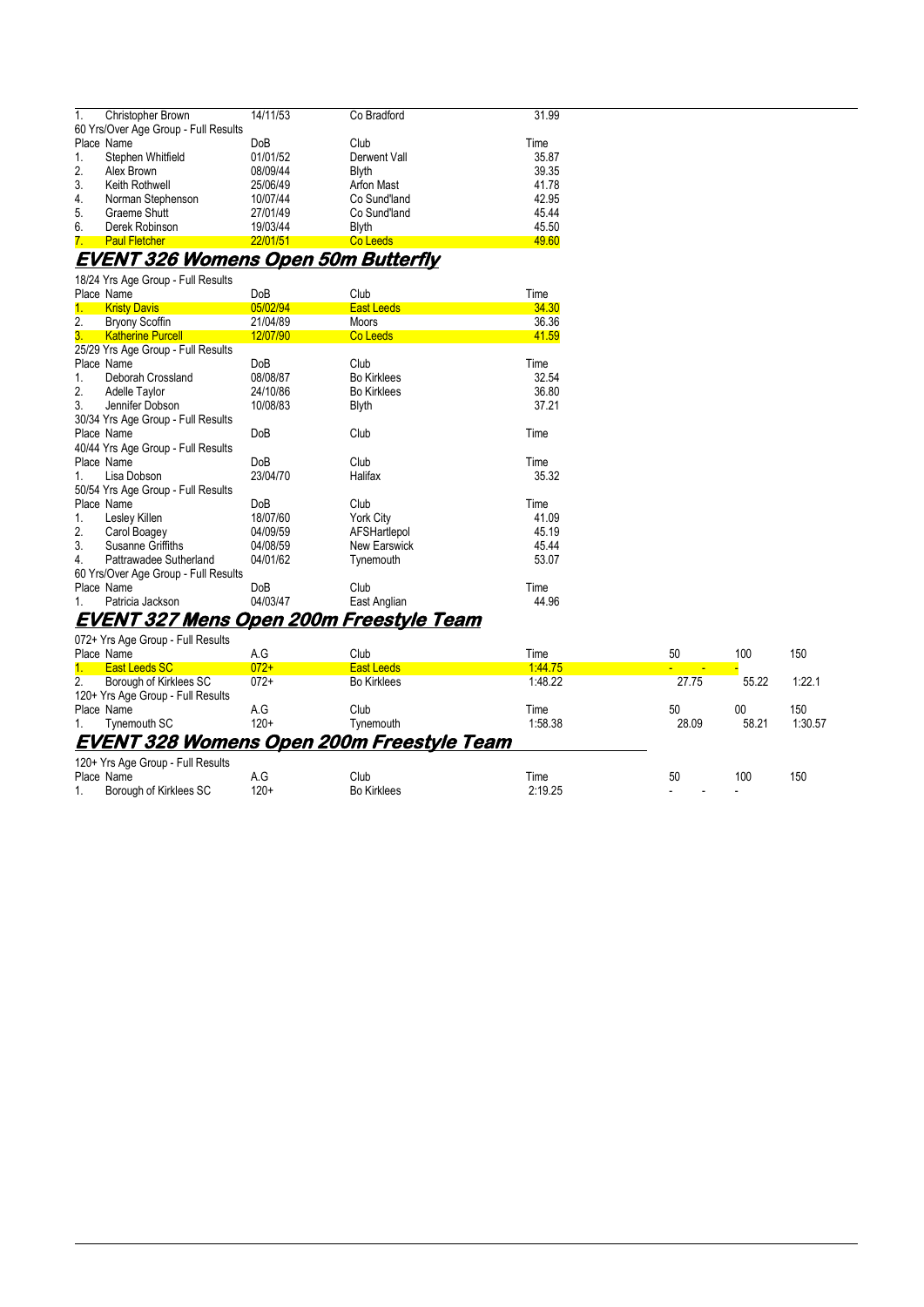| | | | |
|---|---|---|---|
| 1. Christopher Brown | 14/11/53 | Co Bradford | 31.99 |

60 Yrs/Over Age Group - Full Results

| Place Name | DoB | Club | Time |
|---|---|---|---|
| 1. Stephen Whitfield | 01/01/52 | Derwent Vall | 35.87 |
| 2. Alex Brown | 08/09/44 | Blyth | 39.35 |
| 3. Keith Rothwell | 25/06/49 | Arfon Mast | 41.78 |
| 4. Norman Stephenson | 10/07/44 | Co Sund'land | 42.95 |
| 5. Graeme Shutt | 27/01/49 | Co Sund'land | 45.44 |
| 6. Derek Robinson | 19/03/44 | Blyth | 45.50 |
| 7. Paul Fletcher | 22/01/51 | Co Leeds | 49.60 |

## EVENT 326 Womens Open 50m Butterfly

18/24 Yrs Age Group - Full Results

| Place Name | DoB | Club | Time |
|---|---|---|---|
| 1. Kristy Davis | 05/02/94 | East Leeds | 34.30 |
| 2. Bryony Scoffin | 21/04/89 | Moors | 36.36 |
| 3. Katherine Purcell | 12/07/90 | Co Leeds | 41.59 |

25/29 Yrs Age Group - Full Results

| Place Name | DoB | Club | Time |
|---|---|---|---|
| 1. Deborah Crossland | 08/08/87 | Bo Kirklees | 32.54 |
| 2. Adelle Taylor | 24/10/86 | Bo Kirklees | 36.80 |
| 3. Jennifer Dobson | 10/08/83 | Blyth | 37.21 |

30/34 Yrs Age Group - Full Results

| Place Name | DoB | Club | Time |
|---|---|---|---|

40/44 Yrs Age Group - Full Results

| Place Name | DoB | Club | Time |
|---|---|---|---|
| 1. Lisa Dobson | 23/04/70 | Halifax | 35.32 |

50/54 Yrs Age Group - Full Results

| Place Name | DoB | Club | Time |
|---|---|---|---|
| 1. Lesley Killen | 18/07/60 | York City | 41.09 |
| 2. Carol Boagey | 04/09/59 | AFSHartlepol | 45.19 |
| 3. Susanne Griffiths | 04/08/59 | New Earswick | 45.44 |
| 4. Pattrawadee Sutherland | 04/01/62 | Tynemouth | 53.07 |

60 Yrs/Over Age Group - Full Results

| Place Name | DoB | Club | Time |
|---|---|---|---|
| 1. Patricia Jackson | 04/03/47 | East Anglian | 44.96 |

## EVENT 327 Mens Open 200m Freestyle Team

072+ Yrs Age Group - Full Results

| Place Name | A.G | Club | Time | 50 | 100 | 150 |
|---|---|---|---|---|---|---|
| 1. East Leeds SC | 072+ | East Leeds | 1:44.75 | - | - | - |
| 2. Borough of Kirklees SC | 072+ | Bo Kirklees | 1:48.22 | 27.75 | 55.22 | 1:22.1 |

120+ Yrs Age Group - Full Results

| Place Name | A.G | Club | Time | 50 | 00 | 150 |
|---|---|---|---|---|---|---|
| 1. Tynemouth SC | 120+ | Tynemouth | 1:58.38 | 28.09 | 58.21 | 1:30.57 |

## EVENT 328 Womens Open 200m Freestyle Team

120+ Yrs Age Group - Full Results

| Place Name | A.G | Club | Time | 50 | 100 | 150 |
|---|---|---|---|---|---|---|
| 1. Borough of Kirklees SC | 120+ | Bo Kirklees | 2:19.25 | - | - | - |